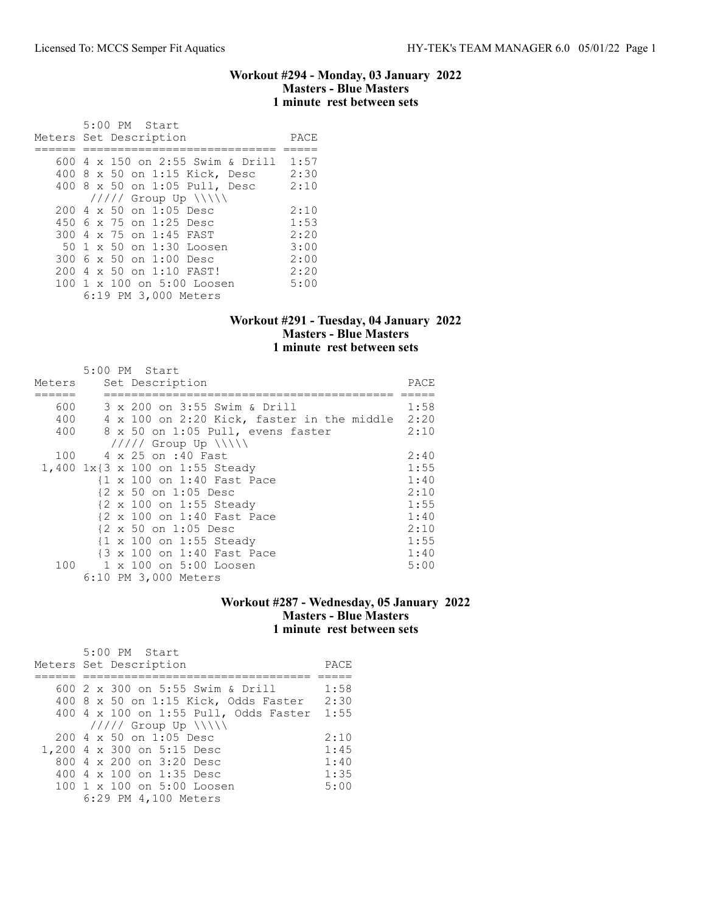### Workout #294 - Monday, 03 January 2022
**Masters - Blue Masters**
**1 minute rest between sets**

5:00 PM Start

| Meters | Set Description | PACE |
|---|---|---|
| 600 | 4 x 150 on 2:55 Swim & Drill | 1:57 |
| 400 | 8 x 50 on 1:15 Kick, Desc | 2:30 |
| 400 | 8 x 50 on 1:05 Pull, Desc | 2:10 |
| | ///// Group Up \\\\\ | |
| 200 | 4 x 50 on 1:05 Desc | 2:10 |
| 450 | 6 x 75 on 1:25 Desc | 1:53 |
| 300 | 4 x 75 on 1:45 FAST | 2:20 |
| 50 | 1 x 50 on 1:30 Loosen | 3:00 |
| 300 | 6 x 50 on 1:00 Desc | 2:00 |
| 200 | 4 x 50 on 1:10 FAST! | 2:20 |
| 100 | 1 x 100 on 5:00 Loosen | 5:00 |

6:19 PM 3,000 Meters

### Workout #291 - Tuesday, 04 January 2022
**Masters - Blue Masters**
**1 minute rest between sets**

5:00 PM Start

| Meters | Set Description | PACE |
|---|---|---|
| 600 | 3 x 200 on 3:55 Swim & Drill | 1:58 |
| 400 | 4 x 100 on 2:20 Kick, faster in the middle | 2:20 |
| 400 | 8 x 50 on 1:05 Pull, evens faster | 2:10 |
| | ///// Group Up \\\\\ | |
| 100 | 4 x 25 on :40 Fast | 2:40 |
| 1,400 | 1x{3 x 100 on 1:55 Steady | 1:55 |
| | {1 x 100 on 1:40 Fast Pace | 1:40 |
| | {2 x 50 on 1:05 Desc | 2:10 |
| | {2 x 100 on 1:55 Steady | 1:55 |
| | {2 x 100 on 1:40 Fast Pace | 1:40 |
| | {2 x 50 on 1:05 Desc | 2:10 |
| | {1 x 100 on 1:55 Steady | 1:55 |
| | {3 x 100 on 1:40 Fast Pace | 1:40 |
| 100 | 1 x 100 on 5:00 Loosen | 5:00 |

6:10 PM 3,000 Meters

### Workout #287 - Wednesday, 05 January 2022
**Masters - Blue Masters**
**1 minute rest between sets**

5:00 PM Start

| Meters | Set Description | PACE |
|---|---|---|
| 600 | 2 x 300 on 5:55 Swim & Drill | 1:58 |
| 400 | 8 x 50 on 1:15 Kick, Odds Faster | 2:30 |
| 400 | 4 x 100 on 1:55 Pull, Odds Faster | 1:55 |
| | ///// Group Up \\\\\ | |
| 200 | 4 x 50 on 1:05 Desc | 2:10 |
| 1,200 | 4 x 300 on 5:15 Desc | 1:45 |
| 800 | 4 x 200 on 3:20 Desc | 1:40 |
| 400 | 4 x 100 on 1:35 Desc | 1:35 |
| 100 | 1 x 100 on 5:00 Loosen | 5:00 |

6:29 PM 4,100 Meters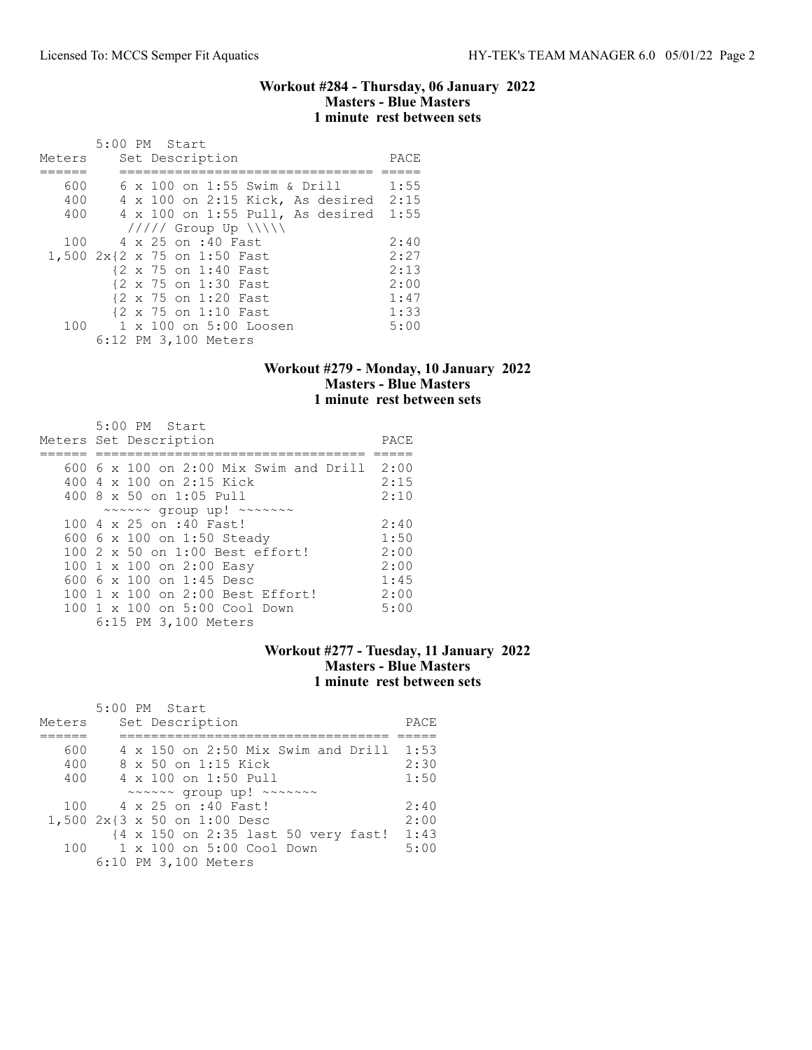## Workout #284 - Thursday, 06 January 2022
**Masters - Blue Masters**
**1 minute rest between sets**

5:00 PM Start

| Meters | Set Description | PACE |
|---|---|---|
| 600 | 6 x 100 on 1:55 Swim & Drill | 1:55 |
| 400 | 4 x 100 on 2:15 Kick, As desired | 2:15 |
| 400 | 4 x 100 on 1:55 Pull, As desired | 1:55 |
| | ///// Group Up \\\\\ | |
| 100 | 4 x 25 on :40 Fast | 2:40 |
| 1,500 | 2x{2 x 75 on 1:50 Fast | 2:27 |
| | {2 x 75 on 1:40 Fast | 2:13 |
| | {2 x 75 on 1:30 Fast | 2:00 |
| | {2 x 75 on 1:20 Fast | 1:47 |
| | {2 x 75 on 1:10 Fast | 1:33 |
| 100 | 1 x 100 on 5:00 Loosen | 5:00 |

6:12 PM 3,100 Meters

## Workout #279 - Monday, 10 January 2022
**Masters - Blue Masters**
**1 minute rest between sets**

5:00 PM Start

| Meters | Set Description | PACE |
|---|---|---|
| 600 | 6 x 100 on 2:00 Mix Swim and Drill | 2:00 |
| 400 | 4 x 100 on 2:15 Kick | 2:15 |
| 400 | 8 x 50 on 1:05 Pull | 2:10 |
| | ~~~~~~ group up! ~~~~~~~ | |
| 100 | 4 x 25 on :40 Fast! | 2:40 |
| 600 | 6 x 100 on 1:50 Steady | 1:50 |
| 100 | 2 x 50 on 1:00 Best effort! | 2:00 |
| 100 | 1 x 100 on 2:00 Easy | 2:00 |
| 600 | 6 x 100 on 1:45 Desc | 1:45 |
| 100 | 1 x 100 on 2:00 Best Effort! | 2:00 |
| 100 | 1 x 100 on 5:00 Cool Down | 5:00 |

6:15 PM 3,100 Meters

## Workout #277 - Tuesday, 11 January 2022
**Masters - Blue Masters**
**1 minute rest between sets**

5:00 PM Start

| Meters | Set Description | PACE |
|---|---|---|
| 600 | 4 x 150 on 2:50 Mix Swim and Drill | 1:53 |
| 400 | 8 x 50 on 1:15 Kick | 2:30 |
| 400 | 4 x 100 on 1:50 Pull | 1:50 |
| | ~~~~~~ group up! ~~~~~~~ | |
| 100 | 4 x 25 on :40 Fast! | 2:40 |
| 1,500 | 2x{3 x 50 on 1:00 Desc | 2:00 |
| | {4 x 150 on 2:35 last 50 very fast! | 1:43 |
| 100 | 1 x 100 on 5:00 Cool Down | 5:00 |

6:10 PM 3,100 Meters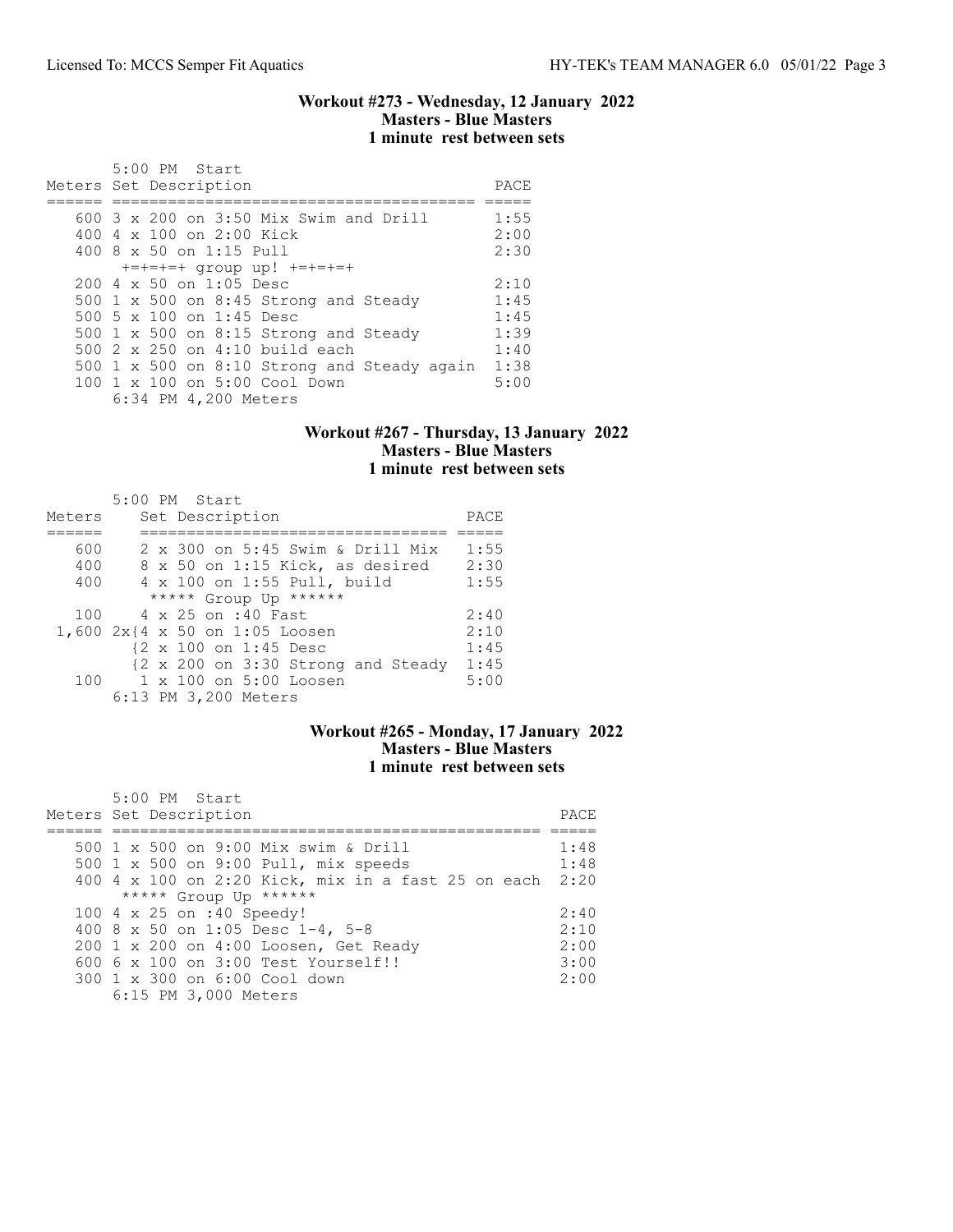## Workout #273 - Wednesday, 12 January 2022
### Masters - Blue Masters
### 1 minute rest between sets

5:00 PM Start

| Meters | Set Description | PACE |
|---|---|---|
| 600 | 3 x 200 on 3:50 Mix Swim and Drill | 1:55 |
| 400 | 4 x 100 on 2:00 Kick | 2:00 |
| 400 | 8 x 50 on 1:15 Pull | 2:30 |
| | +=+=+=+ group up! +=+=+=+ | |
| 200 | 4 x 50 on 1:05 Desc | 2:10 |
| 500 | 1 x 500 on 8:45 Strong and Steady | 1:45 |
| 500 | 5 x 100 on 1:45 Desc | 1:45 |
| 500 | 1 x 500 on 8:15 Strong and Steady | 1:39 |
| 500 | 2 x 250 on 4:10 build each | 1:40 |
| 500 | 1 x 500 on 8:10 Strong and Steady again | 1:38 |
| 100 | 1 x 100 on 5:00 Cool Down | 5:00 |

6:34 PM 4,200 Meters

## Workout #267 - Thursday, 13 January 2022
### Masters - Blue Masters
### 1 minute rest between sets

5:00 PM Start

| Meters | Set Description | PACE |
|---|---|---|
| 600 | 2 x 300 on 5:45 Swim & Drill Mix | 1:55 |
| 400 | 8 x 50 on 1:15 Kick, as desired | 2:30 |
| 400 | 4 x 100 on 1:55 Pull, build | 1:55 |
| | ***** Group Up ****** | |
| 100 | 4 x 25 on :40 Fast | 2:40 |
| 1,600 | 2x{4 x 50 on 1:05 Loosen | 2:10 |
| | {2 x 100 on 1:45 Desc | 1:45 |
| | {2 x 200 on 3:30 Strong and Steady | 1:45 |
| 100 | 1 x 100 on 5:00 Loosen | 5:00 |

6:13 PM 3,200 Meters

## Workout #265 - Monday, 17 January 2022
### Masters - Blue Masters
### 1 minute rest between sets

5:00 PM Start

| Meters | Set Description | PACE |
|---|---|---|
| 500 | 1 x 500 on 9:00 Mix swim & Drill | 1:48 |
| 500 | 1 x 500 on 9:00 Pull, mix speeds | 1:48 |
| 400 | 4 x 100 on 2:20 Kick, mix in a fast 25 on each | 2:20 |
| | ***** Group Up ****** | |
| 100 | 4 x 25 on :40 Speedy! | 2:40 |
| 400 | 8 x 50 on 1:05 Desc 1-4, 5-8 | 2:10 |
| 200 | 1 x 200 on 4:00 Loosen, Get Ready | 2:00 |
| 600 | 6 x 100 on 3:00 Test Yourself!! | 3:00 |
| 300 | 1 x 300 on 6:00 Cool down | 2:00 |

6:15 PM 3,000 Meters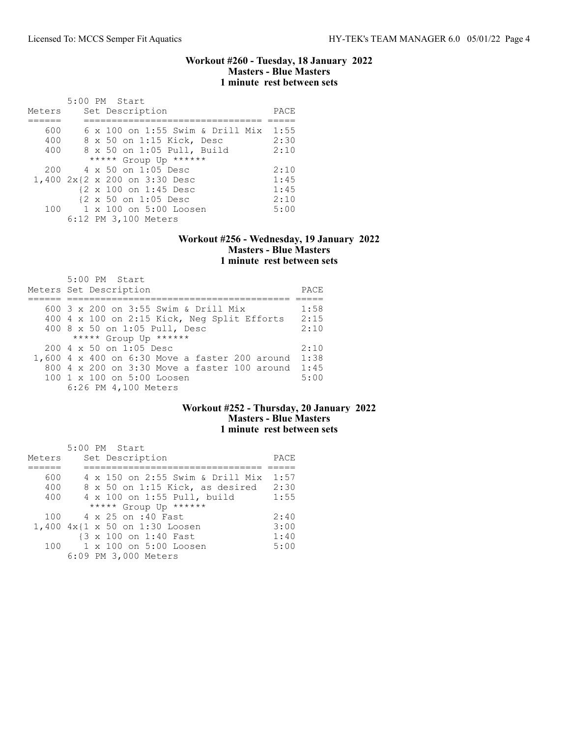### Workout #260 - Tuesday, 18 January 2022
### Masters - Blue Masters
### 1 minute rest between sets

5:00 PM Start

| Meters | Set Description | PACE |
|---|---|---|
| 600 | 6 x 100 on 1:55 Swim & Drill Mix | 1:55 |
| 400 | 8 x 50 on 1:15 Kick, Desc | 2:30 |
| 400 | 8 x 50 on 1:05 Pull, Build | 2:10 |
| | ***** Group Up ****** | |
| 200 | 4 x 50 on 1:05 Desc | 2:10 |
| 1,400 | 2x{2 x 200 on 3:30 Desc | 1:45 |
| | {2 x 100 on 1:45 Desc | 1:45 |
| | {2 x 50 on 1:05 Desc | 2:10 |
| 100 | 1 x 100 on 5:00 Loosen | 5:00 |

6:12 PM 3,100 Meters

### Workout #256 - Wednesday, 19 January 2022
### Masters - Blue Masters
### 1 minute rest between sets

5:00 PM Start

| Meters | Set Description | PACE |
|---|---|---|
| 600 | 3 x 200 on 3:55 Swim & Drill Mix | 1:58 |
| 400 | 4 x 100 on 2:15 Kick, Neg Split Efforts | 2:15 |
| 400 | 8 x 50 on 1:05 Pull, Desc | 2:10 |
| | ***** Group Up ****** | |
| 200 | 4 x 50 on 1:05 Desc | 2:10 |
| 1,600 | 4 x 400 on 6:30 Move a faster 200 around | 1:38 |
| 800 | 4 x 200 on 3:30 Move a faster 100 around | 1:45 |
| 100 | 1 x 100 on 5:00 Loosen | 5:00 |

6:26 PM 4,100 Meters

### Workout #252 - Thursday, 20 January 2022
### Masters - Blue Masters
### 1 minute rest between sets

5:00 PM Start

| Meters | Set Description | PACE |
|---|---|---|
| 600 | 4 x 150 on 2:55 Swim & Drill Mix | 1:57 |
| 400 | 8 x 50 on 1:15 Kick, as desired | 2:30 |
| 400 | 4 x 100 on 1:55 Pull, build | 1:55 |
| | ***** Group Up ****** | |
| 100 | 4 x 25 on :40 Fast | 2:40 |
| 1,400 | 4x{1 x 50 on 1:30 Loosen | 3:00 |
| | {3 x 100 on 1:40 Fast | 1:40 |
| 100 | 1 x 100 on 5:00 Loosen | 5:00 |

6:09 PM 3,000 Meters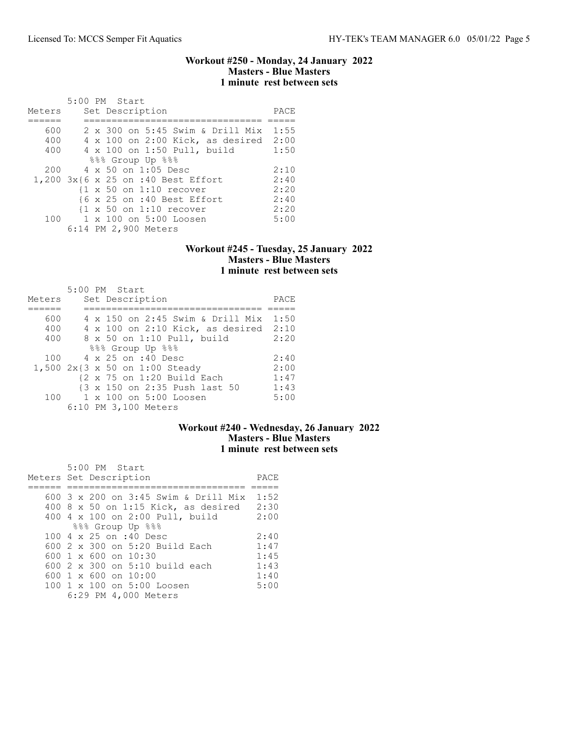## Workout #250 - Monday, 24 January 2022
### Masters - Blue Masters
### 1 minute rest between sets

5:00 PM Start

| Meters | Set Description | PACE |
|---|---|---|
| 600 | 2 x 300 on 5:45 Swim & Drill Mix | 1:55 |
| 400 | 4 x 100 on 2:00 Kick, as desired | 2:00 |
| 400 | 4 x 100 on 1:50 Pull, build | 1:50 |
| | %%% Group Up %%% | |
| 200 | 4 x 50 on 1:05 Desc | 2:10 |
| 1,200 | 3x{6 x 25 on :40 Best Effort | 2:40 |
| | {1 x 50 on 1:10 recover | 2:20 |
| | {6 x 25 on :40 Best Effort | 2:40 |
| | {1 x 50 on 1:10 recover | 2:20 |
| 100 | 1 x 100 on 5:00 Loosen | 5:00 |

6:14 PM 2,900 Meters

## Workout #245 - Tuesday, 25 January 2022
### Masters - Blue Masters
### 1 minute rest between sets

5:00 PM Start

| Meters | Set Description | PACE |
|---|---|---|
| 600 | 4 x 150 on 2:45 Swim & Drill Mix | 1:50 |
| 400 | 4 x 100 on 2:10 Kick, as desired | 2:10 |
| 400 | 8 x 50 on 1:10 Pull, build | 2:20 |
| | %%% Group Up %%% | |
| 100 | 4 x 25 on :40 Desc | 2:40 |
| 1,500 | 2x{3 x 50 on 1:00 Steady | 2:00 |
| | {2 x 75 on 1:20 Build Each | 1:47 |
| | {3 x 150 on 2:35 Push last 50 | 1:43 |
| 100 | 1 x 100 on 5:00 Loosen | 5:00 |

6:10 PM 3,100 Meters

## Workout #240 - Wednesday, 26 January 2022
### Masters - Blue Masters
### 1 minute rest between sets

5:00 PM Start

| Meters | Set Description | PACE |
|---|---|---|
| 600 | 3 x 200 on 3:45 Swim & Drill Mix | 1:52 |
| 400 | 8 x 50 on 1:15 Kick, as desired | 2:30 |
| 400 | 4 x 100 on 2:00 Pull, build | 2:00 |
| | %%% Group Up %%% | |
| 100 | 4 x 25 on :40 Desc | 2:40 |
| 600 | 2 x 300 on 5:20 Build Each | 1:47 |
| 600 | 1 x 600 on 10:30 | 1:45 |
| 600 | 2 x 300 on 5:10 build each | 1:43 |
| 600 | 1 x 600 on 10:00 | 1:40 |
| 100 | 1 x 100 on 5:00 Loosen | 5:00 |

6:29 PM 4,000 Meters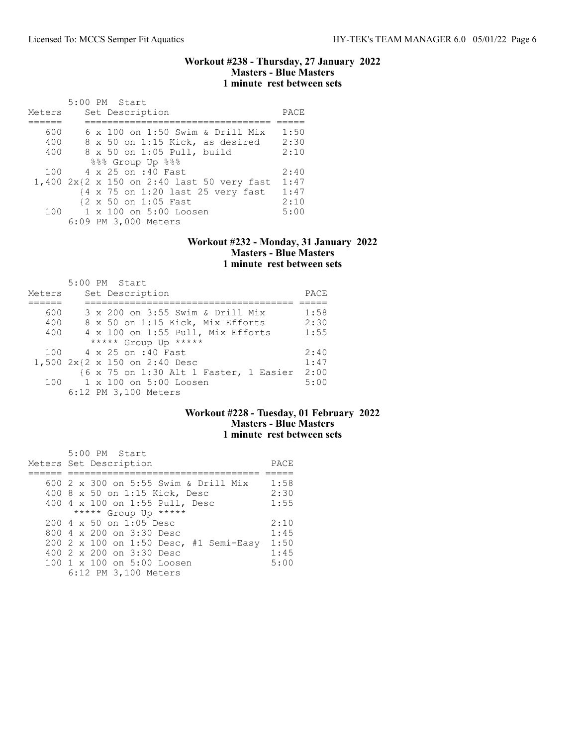### Workout #238 - Thursday, 27 January 2022
### Masters - Blue Masters
### 1 minute rest between sets

5:00 PM Start

| Meters | Set Description | PACE |
|---|---|---|
| 600 | 6 x 100 on 1:50 Swim & Drill Mix | 1:50 |
| 400 | 8 x 50 on 1:15 Kick, as desired | 2:30 |
| 400 | 8 x 50 on 1:05 Pull, build | 2:10 |
| | %%% Group Up %%% | |
| 100 | 4 x 25 on :40 Fast | 2:40 |
| 1,400 | 2x{2 x 150 on 2:40 last 50 very fast | 1:47 |
| | {4 x 75 on 1:20 last 25 very fast | 1:47 |
| | {2 x 50 on 1:05 Fast | 2:10 |
| 100 | 1 x 100 on 5:00 Loosen | 5:00 |
| | 6:09 PM 3,000 Meters | |

### Workout #232 - Monday, 31 January 2022
### Masters - Blue Masters
### 1 minute rest between sets

5:00 PM Start

| Meters | Set Description | PACE |
|---|---|---|
| 600 | 3 x 200 on 3:55 Swim & Drill Mix | 1:58 |
| 400 | 8 x 50 on 1:15 Kick, Mix Efforts | 2:30 |
| 400 | 4 x 100 on 1:55 Pull, Mix Efforts | 1:55 |
| | ***** Group Up ***** | |
| 100 | 4 x 25 on :40 Fast | 2:40 |
| 1,500 | 2x{2 x 150 on 2:40 Desc | 1:47 |
| | {6 x 75 on 1:30 Alt 1 Faster, 1 Easier | 2:00 |
| 100 | 1 x 100 on 5:00 Loosen | 5:00 |
| | 6:12 PM 3,100 Meters | |

### Workout #228 - Tuesday, 01 February 2022
### Masters - Blue Masters
### 1 minute rest between sets

5:00 PM Start

| Meters | Set Description | PACE |
|---|---|---|
| 600 | 2 x 300 on 5:55 Swim & Drill Mix | 1:58 |
| 400 | 8 x 50 on 1:15 Kick, Desc | 2:30 |
| 400 | 4 x 100 on 1:55 Pull, Desc | 1:55 |
| | ***** Group Up ***** | |
| 200 | 4 x 50 on 1:05 Desc | 2:10 |
| 800 | 4 x 200 on 3:30 Desc | 1:45 |
| 200 | 2 x 100 on 1:50 Desc, #1 Semi-Easy | 1:50 |
| 400 | 2 x 200 on 3:30 Desc | 1:45 |
| 100 | 1 x 100 on 5:00 Loosen | 5:00 |
| | 6:12 PM 3,100 Meters | |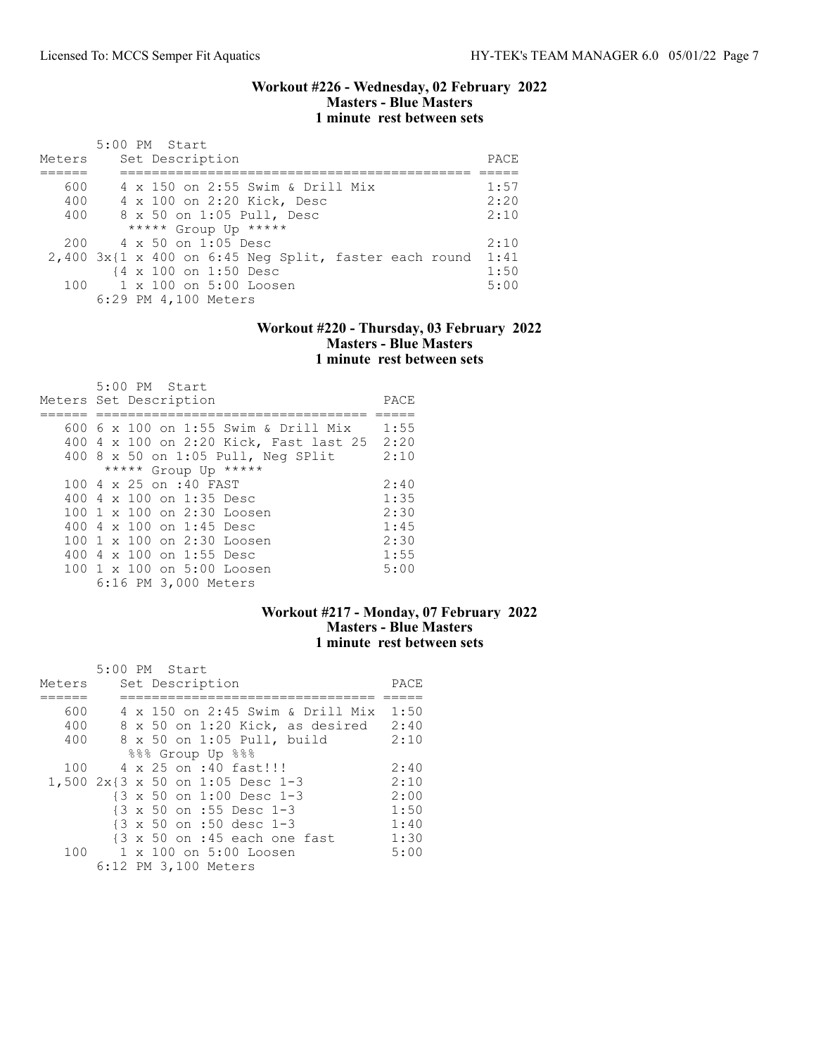### Workout #226 - Wednesday, 02 February 2022
### Masters - Blue Masters
### 1 minute rest between sets

5:00 PM Start

| Meters | Set Description | PACE |
|---|---|---|
| 600 | 4 x 150 on 2:55 Swim & Drill Mix | 1:57 |
| 400 | 4 x 100 on 2:20 Kick, Desc | 2:20 |
| 400 | 8 x 50 on 1:05 Pull, Desc | 2:10 |
| | ***** Group Up ***** | |
| 200 | 4 x 50 on 1:05 Desc | 2:10 |
| 2,400 | 3x{1 x 400 on 6:45 Neg Split, faster each round | 1:41 |
| | {4 x 100 on 1:50 Desc | 1:50 |
| 100 | 1 x 100 on 5:00 Loosen | 5:00 |

6:29 PM 4,100 Meters

### Workout #220 - Thursday, 03 February 2022
### Masters - Blue Masters
### 1 minute rest between sets

5:00 PM Start

| Meters | Set Description | PACE |
|---|---|---|
| 600 | 6 x 100 on 1:55 Swim & Drill Mix | 1:55 |
| 400 | 4 x 100 on 2:20 Kick, Fast last 25 | 2:20 |
| 400 | 8 x 50 on 1:05 Pull, Neg SPlit | 2:10 |
| | ***** Group Up ***** | |
| 100 | 4 x 25 on :40 FAST | 2:40 |
| 400 | 4 x 100 on 1:35 Desc | 1:35 |
| 100 | 1 x 100 on 2:30 Loosen | 2:30 |
| 400 | 4 x 100 on 1:45 Desc | 1:45 |
| 100 | 1 x 100 on 2:30 Loosen | 2:30 |
| 400 | 4 x 100 on 1:55 Desc | 1:55 |
| 100 | 1 x 100 on 5:00 Loosen | 5:00 |

6:16 PM 3,000 Meters

### Workout #217 - Monday, 07 February 2022
### Masters - Blue Masters
### 1 minute rest between sets

5:00 PM Start

| Meters | Set Description | PACE |
|---|---|---|
| 600 | 4 x 150 on 2:45 Swim & Drill Mix | 1:50 |
| 400 | 8 x 50 on 1:20 Kick, as desired | 2:40 |
| 400 | 8 x 50 on 1:05 Pull, build | 2:10 |
| | %%% Group Up %%% | |
| 100 | 4 x 25 on :40 fast!!! | 2:40 |
| 1,500 | 2x{3 x 50 on 1:05 Desc 1-3 | 2:10 |
| | {3 x 50 on 1:00 Desc 1-3 | 2:00 |
| | {3 x 50 on :55 Desc 1-3 | 1:50 |
| | {3 x 50 on :50 desc 1-3 | 1:40 |
| | {3 x 50 on :45 each one fast | 1:30 |
| 100 | 1 x 100 on 5:00 Loosen | 5:00 |

6:12 PM 3,100 Meters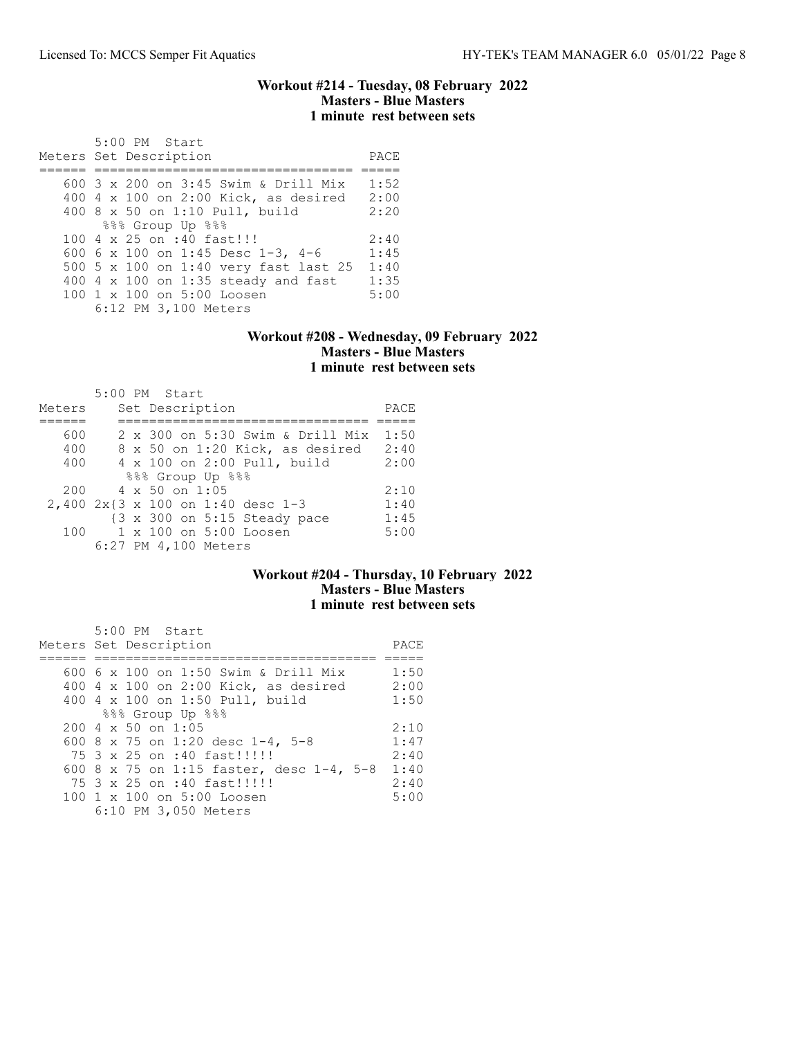### Workout #214 - Tuesday, 08 February 2022
### Masters - Blue Masters
### 1 minute rest between sets

5:00 PM Start

| Meters | Set Description | PACE |
|---|---|---|
| 600 | 3 x 200 on 3:45 Swim & Drill Mix | 1:52 |
| 400 | 4 x 100 on 2:00 Kick, as desired | 2:00 |
| 400 | 8 x 50 on 1:10 Pull, build | 2:20 |
| | %%% Group Up %%% | |
| 100 | 4 x 25 on :40 fast!!! | 2:40 |
| 600 | 6 x 100 on 1:45 Desc 1-3, 4-6 | 1:45 |
| 500 | 5 x 100 on 1:40 very fast last 25 | 1:40 |
| 400 | 4 x 100 on 1:35 steady and fast | 1:35 |
| 100 | 1 x 100 on 5:00 Loosen | 5:00 |

6:12 PM 3,100 Meters

### Workout #208 - Wednesday, 09 February 2022
### Masters - Blue Masters
### 1 minute rest between sets

5:00 PM Start

| Meters | Set Description | PACE |
|---|---|---|
| 600 | 2 x 300 on 5:30 Swim & Drill Mix | 1:50 |
| 400 | 8 x 50 on 1:20 Kick, as desired | 2:40 |
| 400 | 4 x 100 on 2:00 Pull, build | 2:00 |
| | %%% Group Up %%% | |
| 200 | 4 x 50 on 1:05 | 2:10 |
| 2,400 | 2x{3 x 100 on 1:40 desc 1-3 | 1:40 |
| | {3 x 300 on 5:15 Steady pace | 1:45 |
| 100 | 1 x 100 on 5:00 Loosen | 5:00 |

6:27 PM 4,100 Meters

### Workout #204 - Thursday, 10 February 2022
### Masters - Blue Masters
### 1 minute rest between sets

5:00 PM Start

| Meters | Set Description | PACE |
|---|---|---|
| 600 | 6 x 100 on 1:50 Swim & Drill Mix | 1:50 |
| 400 | 4 x 100 on 2:00 Kick, as desired | 2:00 |
| 400 | 4 x 100 on 1:50 Pull, build | 1:50 |
| | %%% Group Up %%% | |
| 200 | 4 x 50 on 1:05 | 2:10 |
| 600 | 8 x 75 on 1:20 desc 1-4, 5-8 | 1:47 |
| 75 | 3 x 25 on :40 fast!!!!! | 2:40 |
| 600 | 8 x 75 on 1:15 faster, desc 1-4, 5-8 | 1:40 |
| 75 | 3 x 25 on :40 fast!!!!! | 2:40 |
| 100 | 1 x 100 on 5:00 Loosen | 5:00 |

6:10 PM 3,050 Meters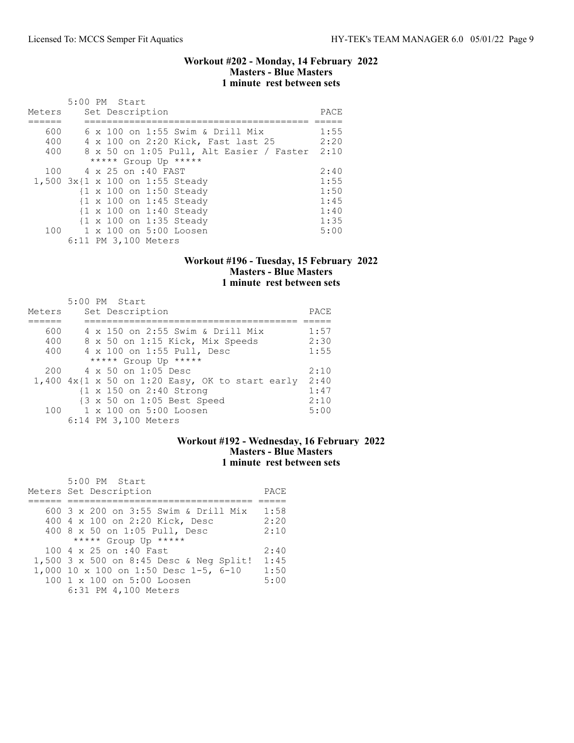### Workout #202 - Monday, 14 February 2022
### Masters - Blue Masters
### 1 minute rest between sets

5:00 PM Start

| Meters | Set Description | PACE |
|---|---|---|
| 600 | 6 x 100 on 1:55 Swim & Drill Mix | 1:55 |
| 400 | 4 x 100 on 2:20 Kick, Fast last 25 | 2:20 |
| 400 | 8 x 50 on 1:05 Pull, Alt Easier / Faster | 2:10 |
| | ***** Group Up ***** | |
| 100 | 4 x 25 on :40 FAST | 2:40 |
| 1,500 | 3x{1 x 100 on 1:55 Steady | 1:55 |
| | {1 x 100 on 1:50 Steady | 1:50 |
| | {1 x 100 on 1:45 Steady | 1:45 |
| | {1 x 100 on 1:40 Steady | 1:40 |
| | {1 x 100 on 1:35 Steady | 1:35 |
| 100 | 1 x 100 on 5:00 Loosen | 5:00 |
| | 6:11 PM 3,100 Meters | |

### Workout #196 - Tuesday, 15 February 2022
### Masters - Blue Masters
### 1 minute rest between sets

5:00 PM Start

| Meters | Set Description | PACE |
|---|---|---|
| 600 | 4 x 150 on 2:55 Swim & Drill Mix | 1:57 |
| 400 | 8 x 50 on 1:15 Kick, Mix Speeds | 2:30 |
| 400 | 4 x 100 on 1:55 Pull, Desc | 1:55 |
| | ***** Group Up ***** | |
| 200 | 4 x 50 on 1:05 Desc | 2:10 |
| 1,400 | 4x{1 x 50 on 1:20 Easy, OK to start early | 2:40 |
| | {1 x 150 on 2:40 Strong | 1:47 |
| | {3 x 50 on 1:05 Best Speed | 2:10 |
| 100 | 1 x 100 on 5:00 Loosen | 5:00 |
| | 6:14 PM 3,100 Meters | |

### Workout #192 - Wednesday, 16 February 2022
### Masters - Blue Masters
### 1 minute rest between sets

5:00 PM Start

| Meters | Set Description | PACE |
|---|---|---|
| 600 | 3 x 200 on 3:55 Swim & Drill Mix | 1:58 |
| 400 | 4 x 100 on 2:20 Kick, Desc | 2:20 |
| 400 | 8 x 50 on 1:05 Pull, Desc | 2:10 |
| | ***** Group Up ***** | |
| 100 | 4 x 25 on :40 Fast | 2:40 |
| 1,500 | 3 x 500 on 8:45 Desc & Neg Split! | 1:45 |
| 1,000 | 10 x 100 on 1:50 Desc 1-5, 6-10 | 1:50 |
| 100 | 1 x 100 on 5:00 Loosen | 5:00 |
| | 6:31 PM 4,100 Meters | |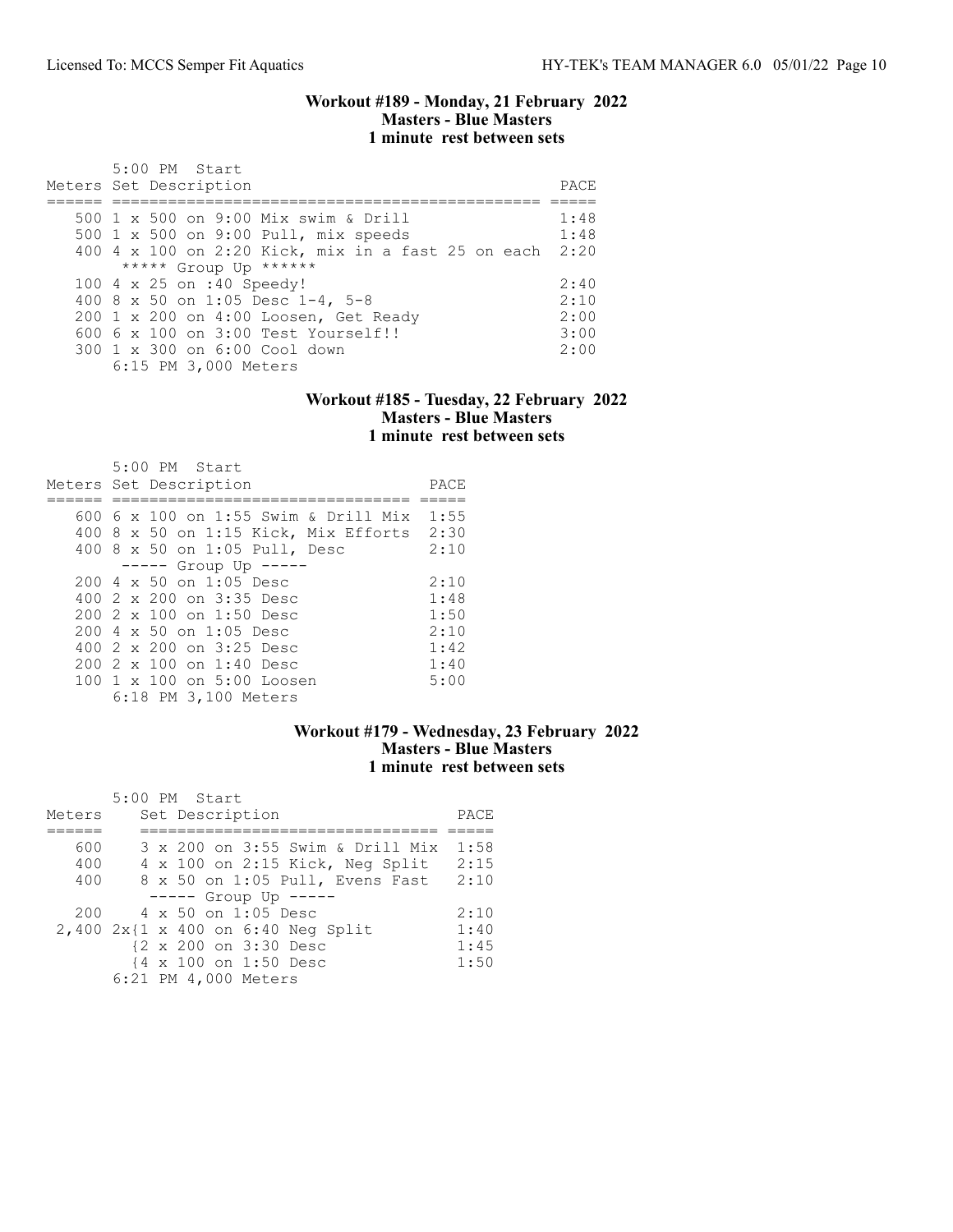### Workout #189 - Monday, 21 February 2022
**Masters - Blue Masters**
**1 minute rest between sets**

5:00 PM Start

| Meters | Set Description | PACE |
|---|---|---|
| 500 | 1 x 500 on 9:00 Mix swim & Drill | 1:48 |
| 500 | 1 x 500 on 9:00 Pull, mix speeds | 1:48 |
| 400 | 4 x 100 on 2:20 Kick, mix in a fast 25 on each | 2:20 |
| | ***** Group Up ****** | |
| 100 | 4 x 25 on :40 Speedy! | 2:40 |
| 400 | 8 x 50 on 1:05 Desc 1-4, 5-8 | 2:10 |
| 200 | 1 x 200 on 4:00 Loosen, Get Ready | 2:00 |
| 600 | 6 x 100 on 3:00 Test Yourself!! | 3:00 |
| 300 | 1 x 300 on 6:00 Cool down | 2:00 |
| | 6:15 PM 3,000 Meters | |

### Workout #185 - Tuesday, 22 February 2022
**Masters - Blue Masters**
**1 minute rest between sets**

5:00 PM Start

| Meters | Set Description | PACE |
|---|---|---|
| 600 | 6 x 100 on 1:55 Swim & Drill Mix | 1:55 |
| 400 | 8 x 50 on 1:15 Kick, Mix Efforts | 2:30 |
| 400 | 8 x 50 on 1:05 Pull, Desc | 2:10 |
| | ----- Group Up ----- | |
| 200 | 4 x 50 on 1:05 Desc | 2:10 |
| 400 | 2 x 200 on 3:35 Desc | 1:48 |
| 200 | 2 x 100 on 1:50 Desc | 1:50 |
| 200 | 4 x 50 on 1:05 Desc | 2:10 |
| 400 | 2 x 200 on 3:25 Desc | 1:42 |
| 200 | 2 x 100 on 1:40 Desc | 1:40 |
| 100 | 1 x 100 on 5:00 Loosen | 5:00 |
| | 6:18 PM 3,100 Meters | |

### Workout #179 - Wednesday, 23 February 2022
**Masters - Blue Masters**
**1 minute rest between sets**

5:00 PM Start

| Meters | Set Description | PACE |
|---|---|---|
| 600 | 3 x 200 on 3:55 Swim & Drill Mix | 1:58 |
| 400 | 4 x 100 on 2:15 Kick, Neg Split | 2:15 |
| 400 | 8 x 50 on 1:05 Pull, Evens Fast | 2:10 |
| | ----- Group Up ----- | |
| 200 | 4 x 50 on 1:05 Desc | 2:10 |
| 2,400 | 2x{1 x 400 on 6:40 Neg Split | 1:40 |
| | {2 x 200 on 3:30 Desc | 1:45 |
| | {4 x 100 on 1:50 Desc | 1:50 |
| | 6:21 PM 4,000 Meters | |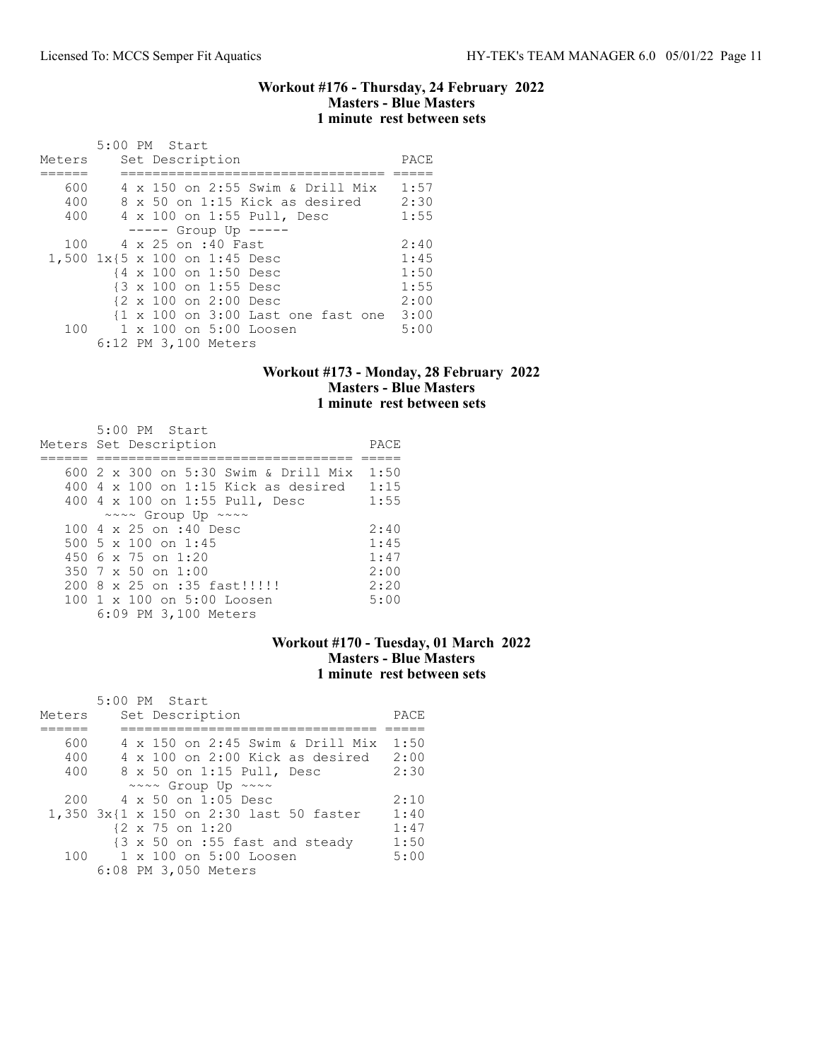### Workout #176 - Thursday, 24 February 2022
### Masters - Blue Masters
### 1 minute rest between sets

5:00 PM Start

| Meters | Set Description | PACE |
|---|---|---|
| 600 | 4 x 150 on 2:55 Swim & Drill Mix | 1:57 |
| 400 | 8 x 50 on 1:15 Kick as desired | 2:30 |
| 400 | 4 x 100 on 1:55 Pull, Desc | 1:55 |
| | ----- Group Up ----- | |
| 100 | 4 x 25 on :40 Fast | 2:40 |
| 1,500 | 1x{5 x 100 on 1:45 Desc | 1:45 |
| | {4 x 100 on 1:50 Desc | 1:50 |
| | {3 x 100 on 1:55 Desc | 1:55 |
| | {2 x 100 on 2:00 Desc | 2:00 |
| | {1 x 100 on 3:00 Last one fast one | 3:00 |
| 100 | 1 x 100 on 5:00 Loosen | 5:00 |

6:12 PM 3,100 Meters

### Workout #173 - Monday, 28 February 2022
### Masters - Blue Masters
### 1 minute rest between sets

5:00 PM Start

| Meters | Set Description | PACE |
|---|---|---|
| 600 | 2 x 300 on 5:30 Swim & Drill Mix | 1:50 |
| 400 | 4 x 100 on 1:15 Kick as desired | 1:15 |
| 400 | 4 x 100 on 1:55 Pull, Desc | 1:55 |
| | ~~~~ Group Up ~~~~ | |
| 100 | 4 x 25 on :40 Desc | 2:40 |
| 500 | 5 x 100 on 1:45 | 1:45 |
| 450 | 6 x 75 on 1:20 | 1:47 |
| 350 | 7 x 50 on 1:00 | 2:00 |
| 200 | 8 x 25 on :35 fast!!!!! | 2:20 |
| 100 | 1 x 100 on 5:00 Loosen | 5:00 |

6:09 PM 3,100 Meters

### Workout #170 - Tuesday, 01 March 2022
### Masters - Blue Masters
### 1 minute rest between sets

5:00 PM Start

| Meters | Set Description | PACE |
|---|---|---|
| 600 | 4 x 150 on 2:45 Swim & Drill Mix | 1:50 |
| 400 | 4 x 100 on 2:00 Kick as desired | 2:00 |
| 400 | 8 x 50 on 1:15 Pull, Desc | 2:30 |
| | ~~~~ Group Up ~~~~ | |
| 200 | 4 x 50 on 1:05 Desc | 2:10 |
| 1,350 | 3x{1 x 150 on 2:30 last 50 faster | 1:40 |
| | {2 x 75 on 1:20 | 1:47 |
| | {3 x 50 on :55 fast and steady | 1:50 |
| 100 | 1 x 100 on 5:00 Loosen | 5:00 |

6:08 PM 3,050 Meters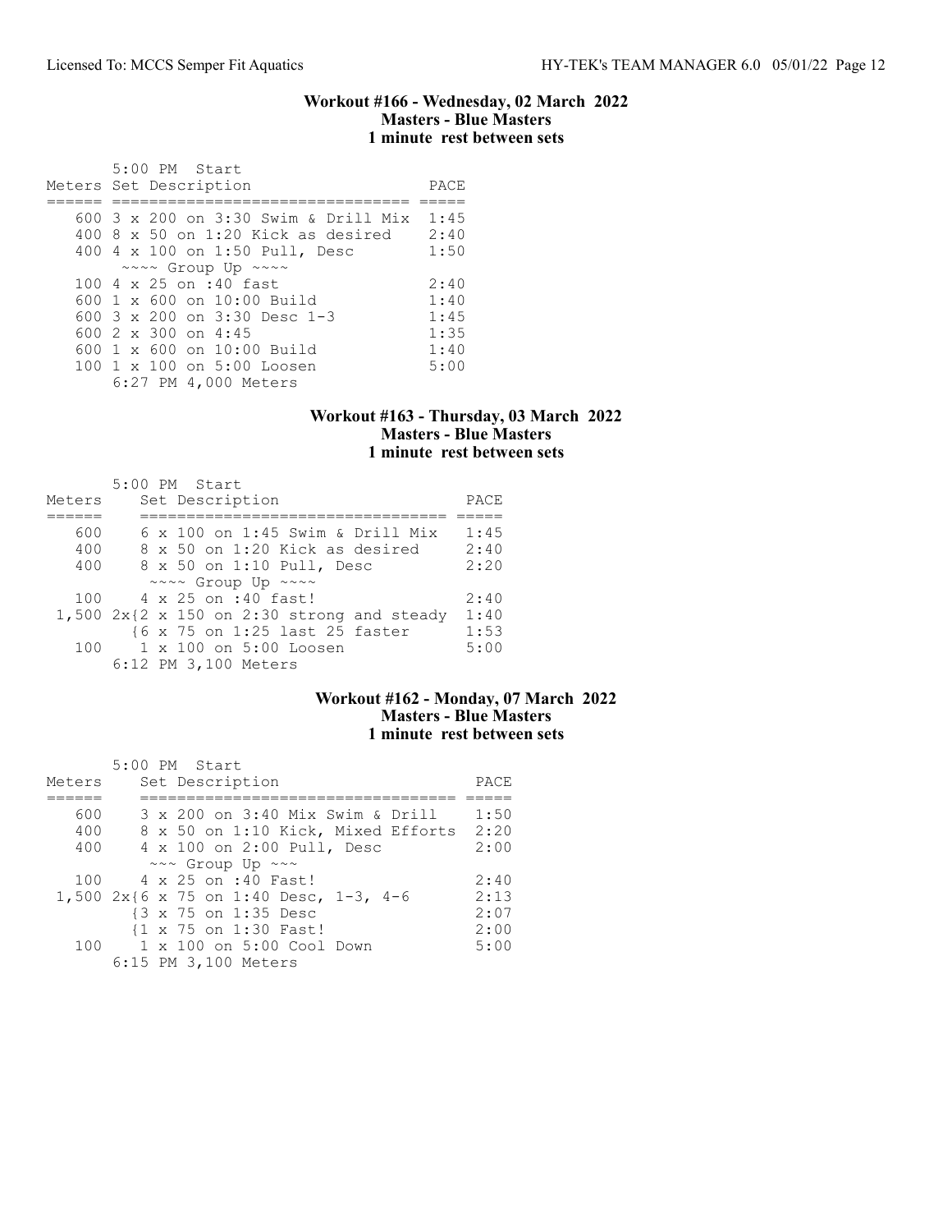### Workout #166 - Wednesday, 02 March 2022
### Masters - Blue Masters
### 1 minute rest between sets

5:00 PM Start

| Meters | Set Description | PACE |
|---|---|---|
| 600 | 3 x 200 on 3:30 Swim & Drill Mix | 1:45 |
| 400 | 8 x 50 on 1:20 Kick as desired | 2:40 |
| 400 | 4 x 100 on 1:50 Pull, Desc | 1:50 |
| | ~~~~ Group Up ~~~~ | |
| 100 | 4 x 25 on :40 fast | 2:40 |
| 600 | 1 x 600 on 10:00 Build | 1:40 |
| 600 | 3 x 200 on 3:30 Desc 1-3 | 1:45 |
| 600 | 2 x 300 on 4:45 | 1:35 |
| 600 | 1 x 600 on 10:00 Build | 1:40 |
| 100 | 1 x 100 on 5:00 Loosen | 5:00 |

6:27 PM 4,000 Meters

### Workout #163 - Thursday, 03 March 2022
### Masters - Blue Masters
### 1 minute rest between sets

5:00 PM Start

| Meters | Set Description | PACE |
|---|---|---|
| 600 | 6 x 100 on 1:45 Swim & Drill Mix | 1:45 |
| 400 | 8 x 50 on 1:20 Kick as desired | 2:40 |
| 400 | 8 x 50 on 1:10 Pull, Desc | 2:20 |
| | ~~~~ Group Up ~~~~ | |
| 100 | 4 x 25 on :40 fast! | 2:40 |
| 1,500 | 2x{2 x 150 on 2:30 strong and steady | 1:40 |
| | {6 x 75 on 1:25 last 25 faster | 1:53 |
| 100 | 1 x 100 on 5:00 Loosen | 5:00 |

6:12 PM 3,100 Meters

### Workout #162 - Monday, 07 March 2022
### Masters - Blue Masters
### 1 minute rest between sets

5:00 PM Start

| Meters | Set Description | PACE |
|---|---|---|
| 600 | 3 x 200 on 3:40 Mix Swim & Drill | 1:50 |
| 400 | 8 x 50 on 1:10 Kick, Mixed Efforts | 2:20 |
| 400 | 4 x 100 on 2:00 Pull, Desc | 2:00 |
| | ~~~ Group Up ~~~ | |
| 100 | 4 x 25 on :40 Fast! | 2:40 |
| 1,500 | 2x{6 x 75 on 1:40 Desc, 1-3, 4-6 | 2:13 |
| | {3 x 75 on 1:35 Desc | 2:07 |
| | {1 x 75 on 1:30 Fast! | 2:00 |
| 100 | 1 x 100 on 5:00 Cool Down | 5:00 |

6:15 PM 3,100 Meters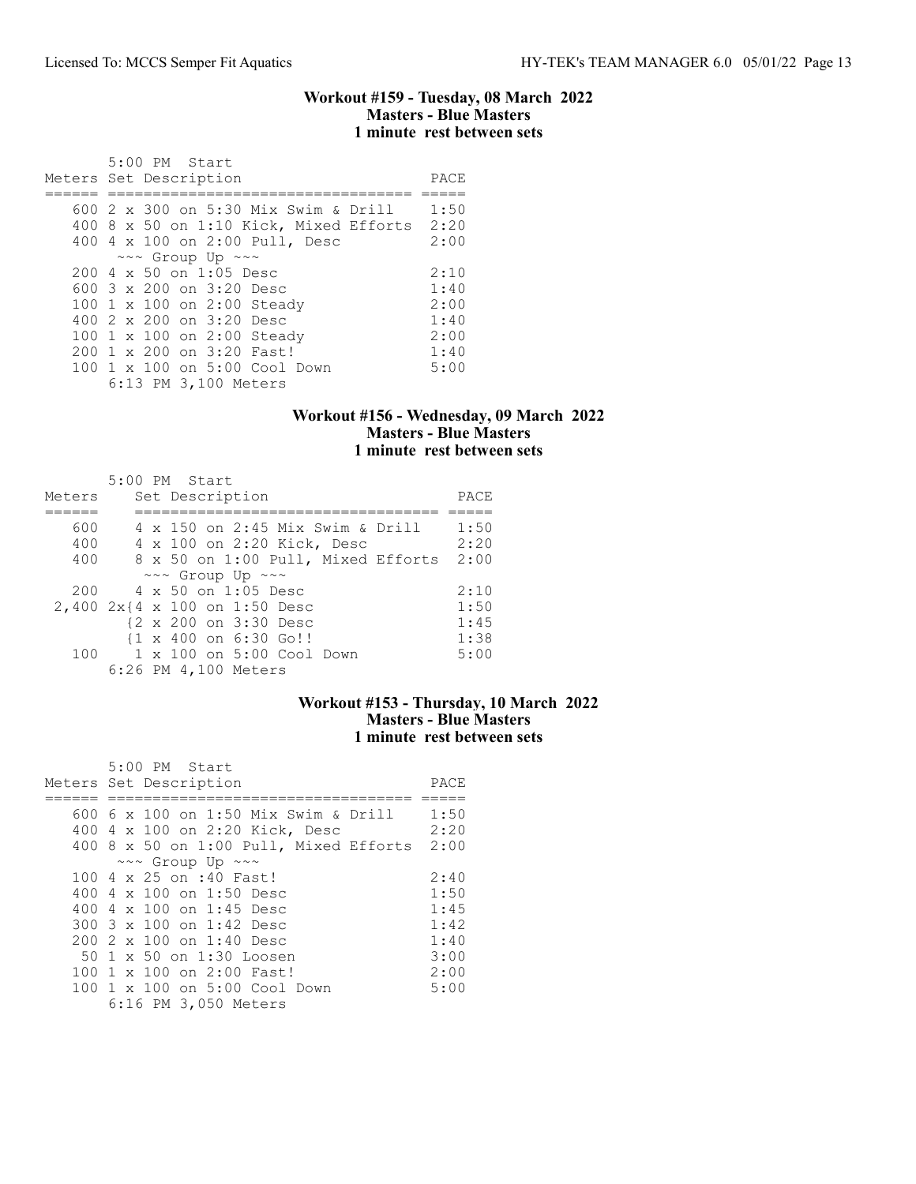## Workout #159 - Tuesday, 08 March 2022
### Masters - Blue Masters
### 1 minute rest between sets

5:00 PM Start

| Meters | Set Description | PACE |
|---|---|---|
| 600 | 2 x 300 on 5:30 Mix Swim & Drill | 1:50 |
| 400 | 8 x 50 on 1:10 Kick, Mixed Efforts | 2:20 |
| 400 | 4 x 100 on 2:00 Pull, Desc | 2:00 |
| | ~~~ Group Up ~~~ | |
| 200 | 4 x 50 on 1:05 Desc | 2:10 |
| 600 | 3 x 200 on 3:20 Desc | 1:40 |
| 100 | 1 x 100 on 2:00 Steady | 2:00 |
| 400 | 2 x 200 on 3:20 Desc | 1:40 |
| 100 | 1 x 100 on 2:00 Steady | 2:00 |
| 200 | 1 x 200 on 3:20 Fast! | 1:40 |
| 100 | 1 x 100 on 5:00 Cool Down | 5:00 |

6:13 PM 3,100 Meters

## Workout #156 - Wednesday, 09 March 2022
### Masters - Blue Masters
### 1 minute rest between sets

5:00 PM Start

| Meters | Set Description | PACE |
|---|---|---|
| 600 | 4 x 150 on 2:45 Mix Swim & Drill | 1:50 |
| 400 | 4 x 100 on 2:20 Kick, Desc | 2:20 |
| 400 | 8 x 50 on 1:00 Pull, Mixed Efforts | 2:00 |
| | ~~~ Group Up ~~~ | |
| 200 | 4 x 50 on 1:05 Desc | 2:10 |
| 2,400 | 2x{4 x 100 on 1:50 Desc | 1:50 |
| | {2 x 200 on 3:30 Desc | 1:45 |
| | {1 x 400 on 6:30 Go!! | 1:38 |
| 100 | 1 x 100 on 5:00 Cool Down | 5:00 |

6:26 PM 4,100 Meters

## Workout #153 - Thursday, 10 March 2022
### Masters - Blue Masters
### 1 minute rest between sets

5:00 PM Start

| Meters | Set Description | PACE |
|---|---|---|
| 600 | 6 x 100 on 1:50 Mix Swim & Drill | 1:50 |
| 400 | 4 x 100 on 2:20 Kick, Desc | 2:20 |
| 400 | 8 x 50 on 1:00 Pull, Mixed Efforts | 2:00 |
| | ~~~ Group Up ~~~ | |
| 100 | 4 x 25 on :40 Fast! | 2:40 |
| 400 | 4 x 100 on 1:50 Desc | 1:50 |
| 400 | 4 x 100 on 1:45 Desc | 1:45 |
| 300 | 3 x 100 on 1:42 Desc | 1:42 |
| 200 | 2 x 100 on 1:40 Desc | 1:40 |
| 50 | 1 x 50 on 1:30 Loosen | 3:00 |
| 100 | 1 x 100 on 2:00 Fast! | 2:00 |
| 100 | 1 x 100 on 5:00 Cool Down | 5:00 |

6:16 PM 3,050 Meters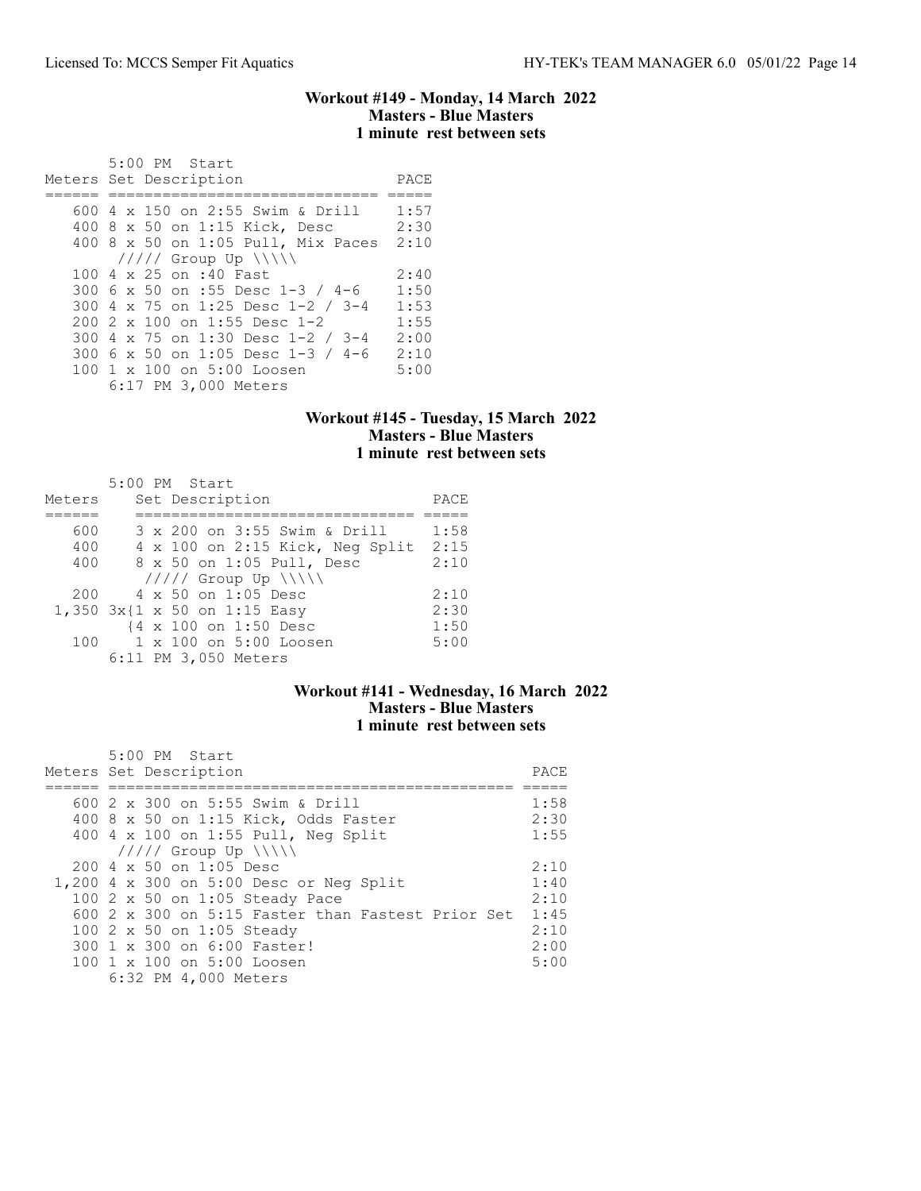### Workout #149 - Monday, 14 March 2022
**Masters - Blue Masters**
**1 minute rest between sets**

5:00 PM Start

| Meters | Set Description | PACE |
|---|---|---|
| 600 | 4 x 150 on 2:55 Swim & Drill | 1:57 |
| 400 | 8 x 50 on 1:15 Kick, Desc | 2:30 |
| 400 | 8 x 50 on 1:05 Pull, Mix Paces | 2:10 |
| | ///// Group Up \\\\\ | |
| 100 | 4 x 25 on :40 Fast | 2:40 |
| 300 | 6 x 50 on :55 Desc 1-3 / 4-6 | 1:50 |
| 300 | 4 x 75 on 1:25 Desc 1-2 / 3-4 | 1:53 |
| 200 | 2 x 100 on 1:55 Desc 1-2 | 1:55 |
| 300 | 4 x 75 on 1:30 Desc 1-2 / 3-4 | 2:00 |
| 300 | 6 x 50 on 1:05 Desc 1-3 / 4-6 | 2:10 |
| 100 | 1 x 100 on 5:00 Loosen | 5:00 |

6:17 PM 3,000 Meters

### Workout #145 - Tuesday, 15 March 2022
**Masters - Blue Masters**
**1 minute rest between sets**

5:00 PM Start

| Meters | Set Description | PACE |
|---|---|---|
| 600 | 3 x 200 on 3:55 Swim & Drill | 1:58 |
| 400 | 4 x 100 on 2:15 Kick, Neg Split | 2:15 |
| 400 | 8 x 50 on 1:05 Pull, Desc | 2:10 |
| | ///// Group Up \\\\\ | |
| 200 | 4 x 50 on 1:05 Desc | 2:10 |
| 1,350 | 3x{1 x 50 on 1:15 Easy | 2:30 |
| | {4 x 100 on 1:50 Desc | 1:50 |
| 100 | 1 x 100 on 5:00 Loosen | 5:00 |

6:11 PM 3,050 Meters

### Workout #141 - Wednesday, 16 March 2022
**Masters - Blue Masters**
**1 minute rest between sets**

5:00 PM Start

| Meters | Set Description | PACE |
|---|---|---|
| 600 | 2 x 300 on 5:55 Swim & Drill | 1:58 |
| 400 | 8 x 50 on 1:15 Kick, Odds Faster | 2:30 |
| 400 | 4 x 100 on 1:55 Pull, Neg Split | 1:55 |
| | ///// Group Up \\\\\ | |
| 200 | 4 x 50 on 1:05 Desc | 2:10 |
| 1,200 | 4 x 300 on 5:00 Desc or Neg Split | 1:40 |
| 100 | 2 x 50 on 1:05 Steady Pace | 2:10 |
| 600 | 2 x 300 on 5:15 Faster than Fastest Prior Set | 1:45 |
| 100 | 2 x 50 on 1:05 Steady | 2:10 |
| 300 | 1 x 300 on 6:00 Faster! | 2:00 |
| 100 | 1 x 100 on 5:00 Loosen | 5:00 |

6:32 PM 4,000 Meters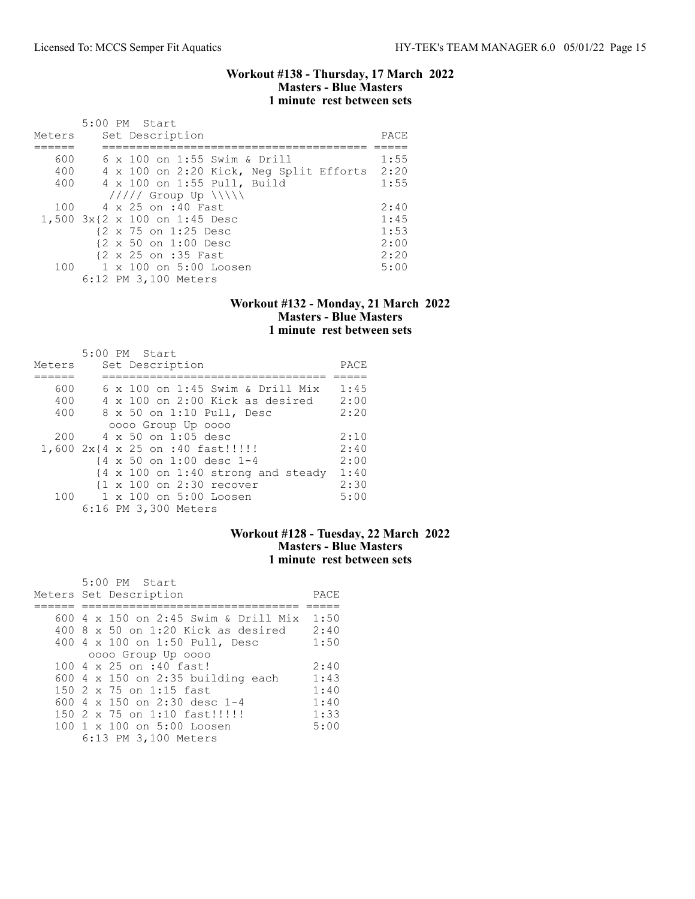## Workout #138 - Thursday, 17 March 2022
### Masters - Blue Masters
### 1 minute rest between sets

5:00 PM Start

| Meters | Set Description | PACE |
|---|---|---|
| 600 | 6 x 100 on 1:55 Swim & Drill | 1:55 |
| 400 | 4 x 100 on 2:20 Kick, Neg Split Efforts | 2:20 |
| 400 | 4 x 100 on 1:55 Pull, Build | 1:55 |
| | ///// Group Up \\\\\ | |
| 100 | 4 x 25 on :40 Fast | 2:40 |
| 1,500 | 3x{2 x 100 on 1:45 Desc | 1:45 |
| | {2 x 75 on 1:25 Desc | 1:53 |
| | {2 x 50 on 1:00 Desc | 2:00 |
| | {2 x 25 on :35 Fast | 2:20 |
| 100 | 1 x 100 on 5:00 Loosen | 5:00 |

6:12 PM 3,100 Meters

## Workout #132 - Monday, 21 March 2022
### Masters - Blue Masters
### 1 minute rest between sets

5:00 PM Start

| Meters | Set Description | PACE |
|---|---|---|
| 600 | 6 x 100 on 1:45 Swim & Drill Mix | 1:45 |
| 400 | 4 x 100 on 2:00 Kick as desired | 2:00 |
| 400 | 8 x 50 on 1:10 Pull, Desc | 2:20 |
| | oooo Group Up oooo | |
| 200 | 4 x 50 on 1:05 desc | 2:10 |
| 1,600 | 2x{4 x 25 on :40 fast!!!!! | 2:40 |
| | {4 x 50 on 1:00 desc 1-4 | 2:00 |
| | {4 x 100 on 1:40 strong and steady | 1:40 |
| | {1 x 100 on 2:30 recover | 2:30 |
| 100 | 1 x 100 on 5:00 Loosen | 5:00 |

6:16 PM 3,300 Meters

## Workout #128 - Tuesday, 22 March 2022
### Masters - Blue Masters
### 1 minute rest between sets

5:00 PM Start

| Meters | Set Description | PACE |
|---|---|---|
| 600 | 4 x 150 on 2:45 Swim & Drill Mix | 1:50 |
| 400 | 8 x 50 on 1:20 Kick as desired | 2:40 |
| 400 | 4 x 100 on 1:50 Pull, Desc | 1:50 |
| | oooo Group Up oooo | |
| 100 | 4 x 25 on :40 fast! | 2:40 |
| 600 | 4 x 150 on 2:35 building each | 1:43 |
| 150 | 2 x 75 on 1:15 fast | 1:40 |
| 600 | 4 x 150 on 2:30 desc 1-4 | 1:40 |
| 150 | 2 x 75 on 1:10 fast!!!!! | 1:33 |
| 100 | 1 x 100 on 5:00 Loosen | 5:00 |

6:13 PM 3,100 Meters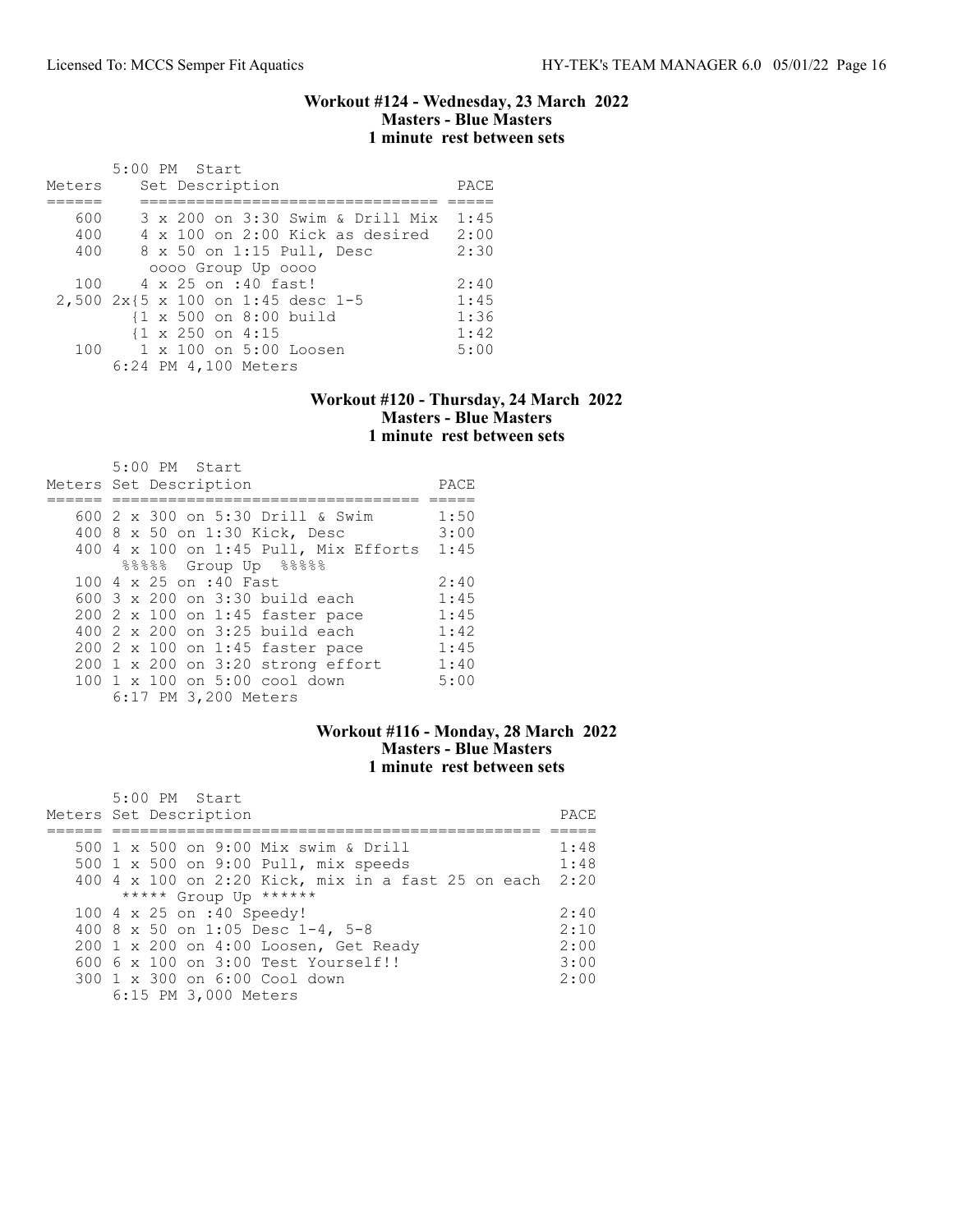## Workout #124 - Wednesday, 23 March 2022
### Masters - Blue Masters
### 1 minute rest between sets

5:00 PM Start

| Meters | Set Description | PACE |
|---|---|---|
| 600 | 3 x 200 on 3:30 Swim & Drill Mix | 1:45 |
| 400 | 4 x 100 on 2:00 Kick as desired | 2:00 |
| 400 | 8 x 50 on 1:15 Pull, Desc | 2:30 |
| | oooo Group Up oooo | |
| 100 | 4 x 25 on :40 fast! | 2:40 |
| 2,500 | 2x{5 x 100 on 1:45 desc 1-5 | 1:45 |
| | {1 x 500 on 8:00 build | 1:36 |
| | {1 x 250 on 4:15 | 1:42 |
| 100 | 1 x 100 on 5:00 Loosen | 5:00 |

6:24 PM 4,100 Meters

## Workout #120 - Thursday, 24 March 2022
### Masters - Blue Masters
### 1 minute rest between sets

5:00 PM Start

| Meters | Set Description | PACE |
|---|---|---|
| 600 | 2 x 300 on 5:30 Drill & Swim | 1:50 |
| 400 | 8 x 50 on 1:30 Kick, Desc | 3:00 |
| 400 | 4 x 100 on 1:45 Pull, Mix Efforts | 1:45 |
| | %%%%% Group Up %%%%% | |
| 100 | 4 x 25 on :40 Fast | 2:40 |
| 600 | 3 x 200 on 3:30 build each | 1:45 |
| 200 | 2 x 100 on 1:45 faster pace | 1:45 |
| 400 | 2 x 200 on 3:25 build each | 1:42 |
| 200 | 2 x 100 on 1:45 faster pace | 1:45 |
| 200 | 1 x 200 on 3:20 strong effort | 1:40 |
| 100 | 1 x 100 on 5:00 cool down | 5:00 |

6:17 PM 3,200 Meters

## Workout #116 - Monday, 28 March 2022
### Masters - Blue Masters
### 1 minute rest between sets

5:00 PM Start

| Meters | Set Description | PACE |
|---|---|---|
| 500 | 1 x 500 on 9:00 Mix swim & Drill | 1:48 |
| 500 | 1 x 500 on 9:00 Pull, mix speeds | 1:48 |
| 400 | 4 x 100 on 2:20 Kick, mix in a fast 25 on each | 2:20 |
| | ***** Group Up ****** | |
| 100 | 4 x 25 on :40 Speedy! | 2:40 |
| 400 | 8 x 50 on 1:05 Desc 1-4, 5-8 | 2:10 |
| 200 | 1 x 200 on 4:00 Loosen, Get Ready | 2:00 |
| 600 | 6 x 100 on 3:00 Test Yourself!! | 3:00 |
| 300 | 1 x 300 on 6:00 Cool down | 2:00 |

6:15 PM 3,000 Meters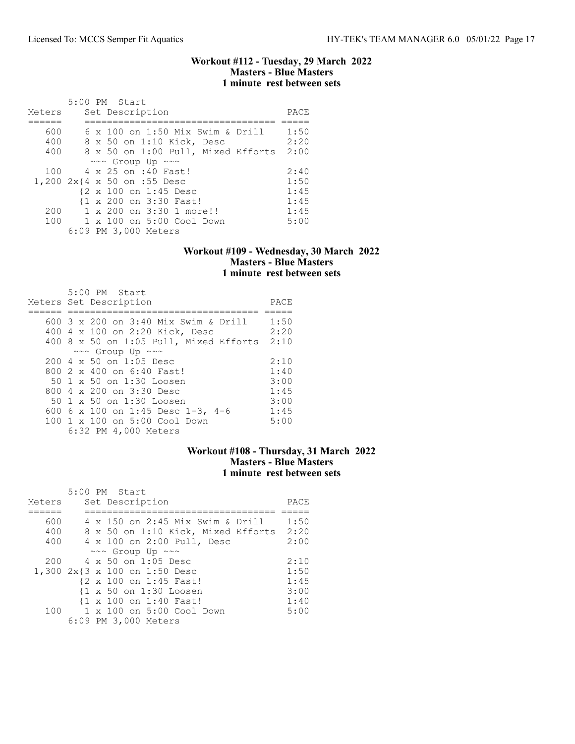### Workout #112 - Tuesday, 29 March 2022
### Masters - Blue Masters
### 1 minute rest between sets

5:00 PM Start

| Meters | Set Description | PACE |
|---|---|---|
| 600 | 6 x 100 on 1:50 Mix Swim & Drill | 1:50 |
| 400 | 8 x 50 on 1:10 Kick, Desc | 2:20 |
| 400 | 8 x 50 on 1:00 Pull, Mixed Efforts | 2:00 |
| | ~~~ Group Up ~~~ | |
| 100 | 4 x 25 on :40 Fast! | 2:40 |
| 1,200 | 2x{4 x 50 on :55 Desc | 1:50 |
| | {2 x 100 on 1:45 Desc | 1:45 |
| | {1 x 200 on 3:30 Fast! | 1:45 |
| 200 | 1 x 200 on 3:30 1 more!! | 1:45 |
| 100 | 1 x 100 on 5:00 Cool Down | 5:00 |
| | 6:09 PM 3,000 Meters | |

### Workout #109 - Wednesday, 30 March 2022
### Masters - Blue Masters
### 1 minute rest between sets

5:00 PM Start

| Meters | Set Description | PACE |
|---|---|---|
| 600 | 3 x 200 on 3:40 Mix Swim & Drill | 1:50 |
| 400 | 4 x 100 on 2:20 Kick, Desc | 2:20 |
| 400 | 8 x 50 on 1:05 Pull, Mixed Efforts | 2:10 |
| | ~~~ Group Up ~~~ | |
| 200 | 4 x 50 on 1:05 Desc | 2:10 |
| 800 | 2 x 400 on 6:40 Fast! | 1:40 |
| 50 | 1 x 50 on 1:30 Loosen | 3:00 |
| 800 | 4 x 200 on 3:30 Desc | 1:45 |
| 50 | 1 x 50 on 1:30 Loosen | 3:00 |
| 600 | 6 x 100 on 1:45 Desc 1-3, 4-6 | 1:45 |
| 100 | 1 x 100 on 5:00 Cool Down | 5:00 |
| | 6:32 PM 4,000 Meters | |

### Workout #108 - Thursday, 31 March 2022
### Masters - Blue Masters
### 1 minute rest between sets

5:00 PM Start

| Meters | Set Description | PACE |
|---|---|---|
| 600 | 4 x 150 on 2:45 Mix Swim & Drill | 1:50 |
| 400 | 8 x 50 on 1:10 Kick, Mixed Efforts | 2:20 |
| 400 | 4 x 100 on 2:00 Pull, Desc | 2:00 |
| | ~~~ Group Up ~~~ | |
| 200 | 4 x 50 on 1:05 Desc | 2:10 |
| 1,300 | 2x{3 x 100 on 1:50 Desc | 1:50 |
| | {2 x 100 on 1:45 Fast! | 1:45 |
| | {1 x 50 on 1:30 Loosen | 3:00 |
| | {1 x 100 on 1:40 Fast! | 1:40 |
| 100 | 1 x 100 on 5:00 Cool Down | 5:00 |
| | 6:09 PM 3,000 Meters | |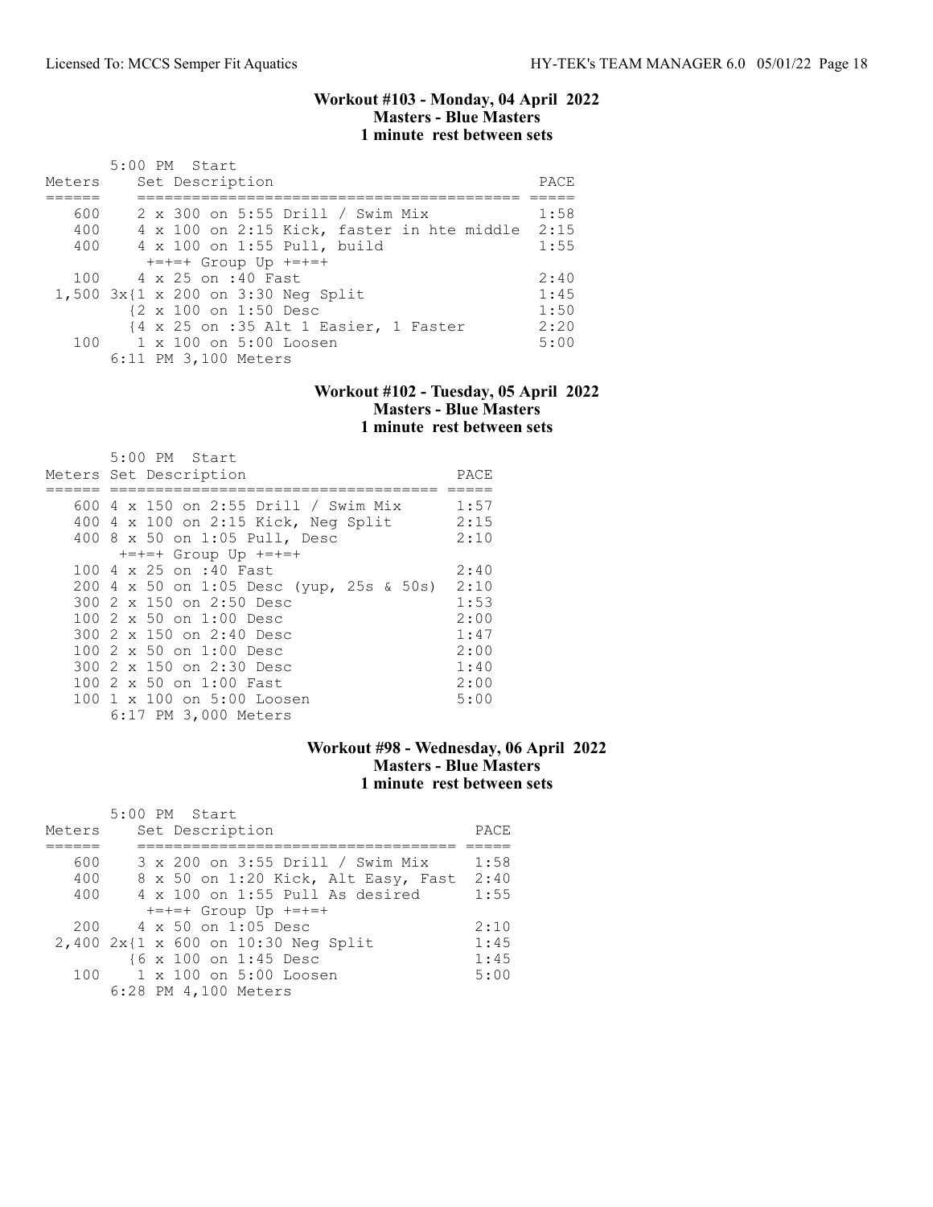### Workout #103 - Monday, 04 April 2022
**Masters - Blue Masters**
**1 minute rest between sets**

5:00 PM Start

| Meters | Set Description | PACE |
|---|---|---|
| 600 | 2 x 300 on 5:55 Drill / Swim Mix | 1:58 |
| 400 | 4 x 100 on 2:15 Kick, faster in hte middle | 2:15 |
| 400 | 4 x 100 on 1:55 Pull, build | 1:55 |
| | +=+=+ Group Up +=+=+ | |
| 100 | 4 x 25 on :40 Fast | 2:40 |
| 1,500 | 3x{1 x 200 on 3:30 Neg Split | 1:45 |
| | {2 x 100 on 1:50 Desc | 1:50 |
| | {4 x 25 on :35 Alt 1 Easier, 1 Faster | 2:20 |
| 100 | 1 x 100 on 5:00 Loosen | 5:00 |
| | 6:11 PM 3,100 Meters | |

### Workout #102 - Tuesday, 05 April 2022
**Masters - Blue Masters**
**1 minute rest between sets**

5:00 PM Start

| Meters | Set Description | PACE |
|---|---|---|
| 600 | 4 x 150 on 2:55 Drill / Swim Mix | 1:57 |
| 400 | 4 x 100 on 2:15 Kick, Neg Split | 2:15 |
| 400 | 8 x 50 on 1:05 Pull, Desc | 2:10 |
| | +=+=+ Group Up +=+=+ | |
| 100 | 4 x 25 on :40 Fast | 2:40 |
| 200 | 4 x 50 on 1:05 Desc (yup, 25s & 50s) | 2:10 |
| 300 | 2 x 150 on 2:50 Desc | 1:53 |
| 100 | 2 x 50 on 1:00 Desc | 2:00 |
| 300 | 2 x 150 on 2:40 Desc | 1:47 |
| 100 | 2 x 50 on 1:00 Desc | 2:00 |
| 300 | 2 x 150 on 2:30 Desc | 1:40 |
| 100 | 2 x 50 on 1:00 Fast | 2:00 |
| 100 | 1 x 100 on 5:00 Loosen | 5:00 |
| | 6:17 PM 3,000 Meters | |

### Workout #98 - Wednesday, 06 April 2022
**Masters - Blue Masters**
**1 minute rest between sets**

5:00 PM Start

| Meters | Set Description | PACE |
|---|---|---|
| 600 | 3 x 200 on 3:55 Drill / Swim Mix | 1:58 |
| 400 | 8 x 50 on 1:20 Kick, Alt Easy, Fast | 2:40 |
| 400 | 4 x 100 on 1:55 Pull As desired | 1:55 |
| | +=+=+ Group Up +=+=+ | |
| 200 | 4 x 50 on 1:05 Desc | 2:10 |
| 2,400 | 2x{1 x 600 on 10:30 Neg Split | 1:45 |
| | {6 x 100 on 1:45 Desc | 1:45 |
| 100 | 1 x 100 on 5:00 Loosen | 5:00 |
| | 6:28 PM 4,100 Meters | |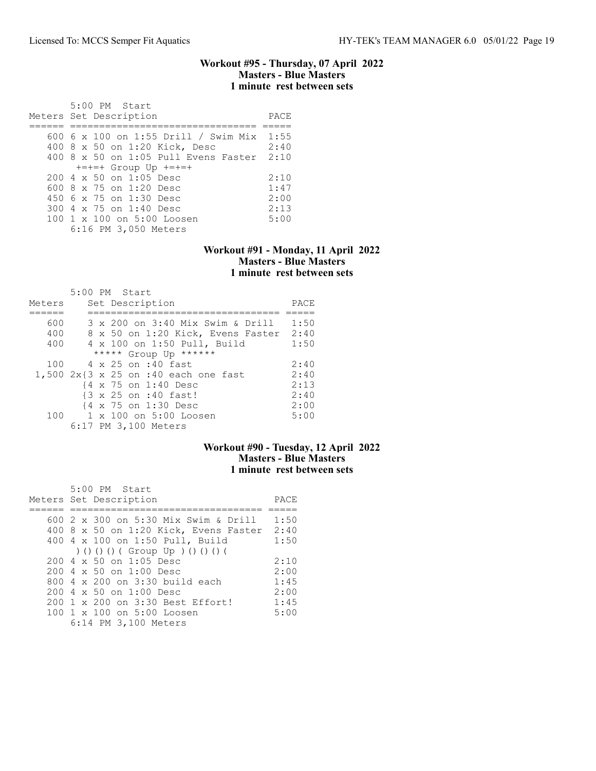### Workout #95 - Thursday, 07 April 2022
### Masters - Blue Masters
### 1 minute rest between sets

```
       5:00 PM  Start
Meters Set Description                  PACE
====== =============================== =====
   600 6 x 100 on 1:55 Drill / Swim Mix  1:55
   400 8 x 50 on 1:20 Kick, Desc        2:40
   400 8 x 50 on 1:05 Pull Evens Faster  2:10
        +=+=+ Group Up +=+=+
   200 4 x 50 on 1:05 Desc              2:10
   600 8 x 75 on 1:20 Desc              1:47
   450 6 x 75 on 1:30 Desc              2:00
   300 4 x 75 on 1:40 Desc              2:13
   100 1 x 100 on 5:00 Loosen           5:00
       6:16 PM 3,050 Meters
```

### Workout #91 - Monday, 11 April 2022
### Masters - Blue Masters
### 1 minute rest between sets

```
        5:00 PM  Start
Meters     Set Description                   PACE
======     ================================= =====
   600     3 x 200 on 3:40 Mix Swim & Drill   1:50
   400     8 x 50 on 1:20 Kick, Evens Faster  2:40
   400     4 x 100 on 1:50 Pull, Build        1:50
            ***** Group Up ******
   100     4 x 25 on :40 fast                 2:40
 1,500 2x{3 x 25 on :40 each one fast         2:40
          {4 x 75 on 1:40 Desc                2:13
          {3 x 25 on :40 fast!                2:40
          {4 x 75 on 1:30 Desc                2:00
   100     1 x 100 on 5:00 Loosen             5:00
        6:17 PM 3,100 Meters
```

### Workout #90 - Tuesday, 12 April 2022
### Masters - Blue Masters
### 1 minute rest between sets

```
       5:00 PM  Start
Meters Set Description                    PACE
====== ================================= =====
   600 2 x 300 on 5:30 Mix Swim & Drill   1:50
   400 8 x 50 on 1:20 Kick, Evens Faster  2:40
   400 4 x 100 on 1:50 Pull, Build        1:50
        )()()()( Group Up )()()()( 
   200 4 x 50 on 1:05 Desc                2:10
   200 4 x 50 on 1:00 Desc                2:00
   800 4 x 200 on 3:30 build each         1:45
   200 4 x 50 on 1:00 Desc                2:00
   200 1 x 200 on 3:30 Best Effort!       1:45
   100 1 x 100 on 5:00 Loosen             5:00
       6:14 PM 3,100 Meters
```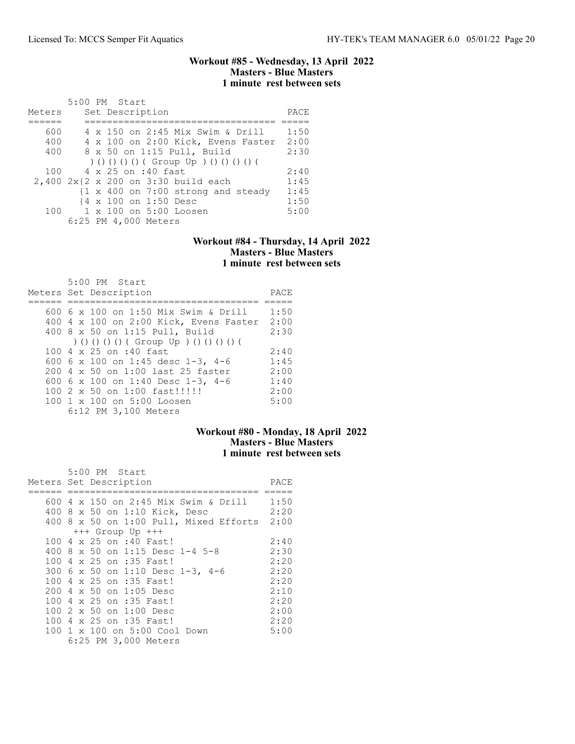### Workout #85 - Wednesday, 13 April 2022
### Masters - Blue Masters
### 1 minute rest between sets

5:00 PM Start

| Meters | Set Description | PACE |
|---|---|---|
| 600 | 4 x 150 on 2:45 Mix Swim & Drill | 1:50 |
| 400 | 4 x 100 on 2:00 Kick, Evens Faster | 2:00 |
| 400 | 8 x 50 on 1:15 Pull, Build | 2:30 |
| | )()()()()( Group Up )()()()()( | |
| 100 | 4 x 25 on :40 fast | 2:40 |
| 2,400 | 2x{2 x 200 on 3:30 build each | 1:45 |
| | {1 x 400 on 7:00 strong and steady | 1:45 |
| | {4 x 100 on 1:50 Desc | 1:50 |
| 100 | 1 x 100 on 5:00 Loosen | 5:00 |
| | 6:25 PM 4,000 Meters | |

### Workout #84 - Thursday, 14 April 2022
### Masters - Blue Masters
### 1 minute rest between sets

5:00 PM Start

| Meters | Set Description | PACE |
|---|---|---|
| 600 | 6 x 100 on 1:50 Mix Swim & Drill | 1:50 |
| 400 | 4 x 100 on 2:00 Kick, Evens Faster | 2:00 |
| 400 | 8 x 50 on 1:15 Pull, Build | 2:30 |
| | )()()()()( Group Up )()()()()( | |
| 100 | 4 x 25 on :40 fast | 2:40 |
| 600 | 6 x 100 on 1:45 desc 1-3, 4-6 | 1:45 |
| 200 | 4 x 50 on 1:00 last 25 faster | 2:00 |
| 600 | 6 x 100 on 1:40 Desc 1-3, 4-6 | 1:40 |
| 100 | 2 x 50 on 1:00 fast!!!!! | 2:00 |
| 100 | 1 x 100 on 5:00 Loosen | 5:00 |
| | 6:12 PM 3,100 Meters | |

### Workout #80 - Monday, 18 April 2022
### Masters - Blue Masters
### 1 minute rest between sets

5:00 PM Start

| Meters | Set Description | PACE |
|---|---|---|
| 600 | 4 x 150 on 2:45 Mix Swim & Drill | 1:50 |
| 400 | 8 x 50 on 1:10 Kick, Desc | 2:20 |
| 400 | 8 x 50 on 1:00 Pull, Mixed Efforts | 2:00 |
| | +++ Group Up +++ | |
| 100 | 4 x 25 on :40 Fast! | 2:40 |
| 400 | 8 x 50 on 1:15 Desc 1-4 5-8 | 2:30 |
| 100 | 4 x 25 on :35 Fast! | 2:20 |
| 300 | 6 x 50 on 1:10 Desc 1-3, 4-6 | 2:20 |
| 100 | 4 x 25 on :35 Fast! | 2:20 |
| 200 | 4 x 50 on 1:05 Desc | 2:10 |
| 100 | 4 x 25 on :35 Fast! | 2:20 |
| 100 | 2 x 50 on 1:00 Desc | 2:00 |
| 100 | 4 x 25 on :35 Fast! | 2:20 |
| 100 | 1 x 100 on 5:00 Cool Down | 5:00 |
| | 6:25 PM 3,000 Meters | |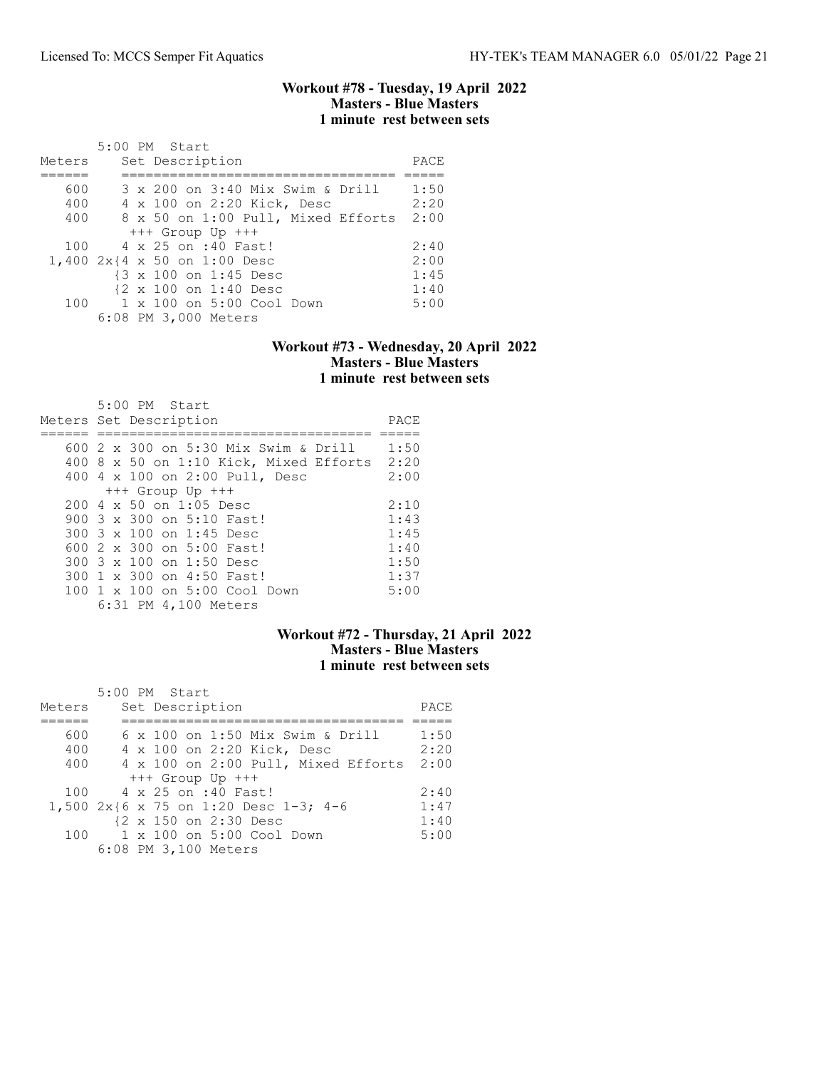## Workout #78 - Tuesday, 19 April 2022
### Masters - Blue Masters
### 1 minute rest between sets

5:00 PM Start

| Meters | Set Description | PACE |
|---|---|---|
| 600 | 3 x 200 on 3:40 Mix Swim & Drill | 1:50 |
| 400 | 4 x 100 on 2:20 Kick, Desc | 2:20 |
| 400 | 8 x 50 on 1:00 Pull, Mixed Efforts | 2:00 |
| | +++ Group Up +++ | |
| 100 | 4 x 25 on :40 Fast! | 2:40 |
| 1,400 | 2x{4 x 50 on 1:00 Desc | 2:00 |
| | {3 x 100 on 1:45 Desc | 1:45 |
| | {2 x 100 on 1:40 Desc | 1:40 |
| 100 | 1 x 100 on 5:00 Cool Down | 5:00 |
| | 6:08 PM 3,000 Meters | |

## Workout #73 - Wednesday, 20 April 2022
### Masters - Blue Masters
### 1 minute rest between sets

5:00 PM Start

| Meters | Set Description | PACE |
|---|---|---|
| 600 | 2 x 300 on 5:30 Mix Swim & Drill | 1:50 |
| 400 | 8 x 50 on 1:10 Kick, Mixed Efforts | 2:20 |
| 400 | 4 x 100 on 2:00 Pull, Desc | 2:00 |
| | +++ Group Up +++ | |
| 200 | 4 x 50 on 1:05 Desc | 2:10 |
| 900 | 3 x 300 on 5:10 Fast! | 1:43 |
| 300 | 3 x 100 on 1:45 Desc | 1:45 |
| 600 | 2 x 300 on 5:00 Fast! | 1:40 |
| 300 | 3 x 100 on 1:50 Desc | 1:50 |
| 300 | 1 x 300 on 4:50 Fast! | 1:37 |
| 100 | 1 x 100 on 5:00 Cool Down | 5:00 |
| | 6:31 PM 4,100 Meters | |

## Workout #72 - Thursday, 21 April 2022
### Masters - Blue Masters
### 1 minute rest between sets

5:00 PM Start

| Meters | Set Description | PACE |
|---|---|---|
| 600 | 6 x 100 on 1:50 Mix Swim & Drill | 1:50 |
| 400 | 4 x 100 on 2:20 Kick, Desc | 2:20 |
| 400 | 4 x 100 on 2:00 Pull, Mixed Efforts | 2:00 |
| | +++ Group Up +++ | |
| 100 | 4 x 25 on :40 Fast! | 2:40 |
| 1,500 | 2x{6 x 75 on 1:20 Desc 1-3; 4-6 | 1:47 |
| | {2 x 150 on 2:30 Desc | 1:40 |
| 100 | 1 x 100 on 5:00 Cool Down | 5:00 |
| | 6:08 PM 3,100 Meters | |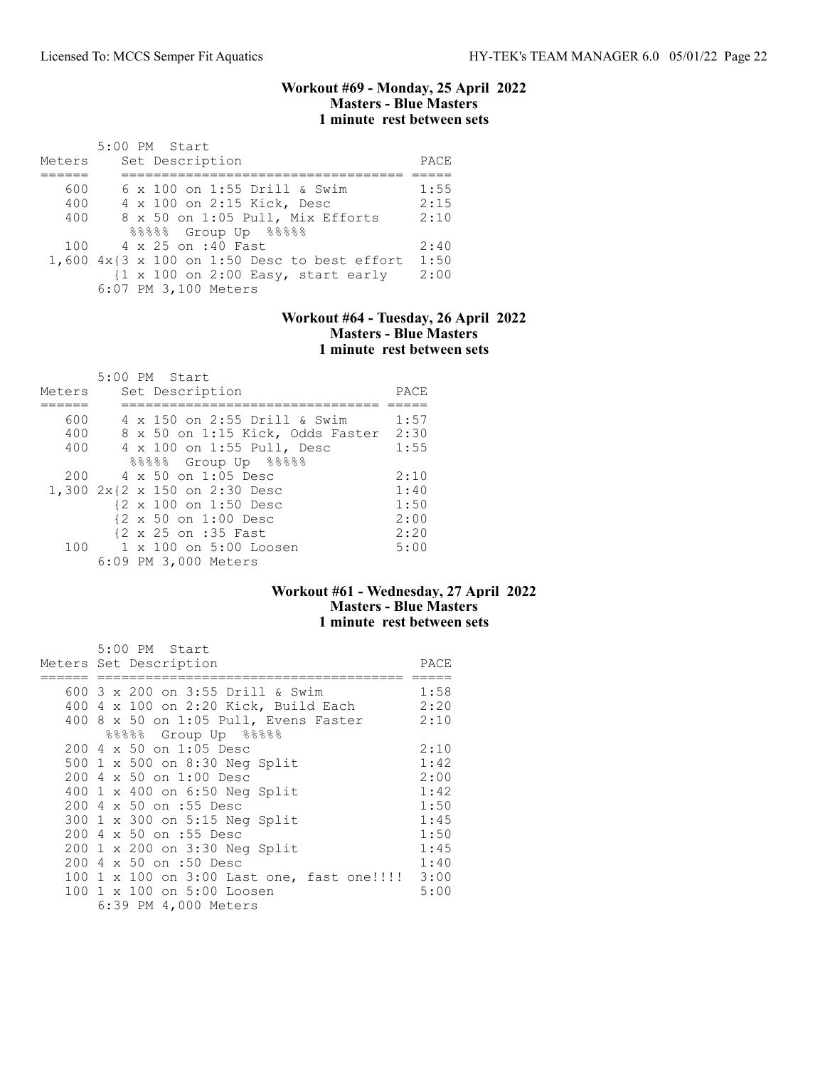### Workout #69 - Monday, 25 April 2022
### Masters - Blue Masters
### 1 minute rest between sets

5:00 PM Start

| Meters | Set Description | PACE |
|---|---|---|
| 600 | 6 x 100 on 1:55 Drill & Swim | 1:55 |
| 400 | 4 x 100 on 2:15 Kick, Desc | 2:15 |
| 400 | 8 x 50 on 1:05 Pull, Mix Efforts | 2:10 |
| | %%%%% Group Up %%%%% | |
| 100 | 4 x 25 on :40 Fast | 2:40 |
| 1,600 | 4x{3 x 100 on 1:50 Desc to best effort | 1:50 |
| | {1 x 100 on 2:00 Easy, start early | 2:00 |

6:07 PM 3,100 Meters

### Workout #64 - Tuesday, 26 April 2022
### Masters - Blue Masters
### 1 minute rest between sets

5:00 PM Start

| Meters | Set Description | PACE |
|---|---|---|
| 600 | 4 x 150 on 2:55 Drill & Swim | 1:57 |
| 400 | 8 x 50 on 1:15 Kick, Odds Faster | 2:30 |
| 400 | 4 x 100 on 1:55 Pull, Desc | 1:55 |
| | %%%%% Group Up %%%%% | |
| 200 | 4 x 50 on 1:05 Desc | 2:10 |
| 1,300 | 2x{2 x 150 on 2:30 Desc | 1:40 |
| | {2 x 100 on 1:50 Desc | 1:50 |
| | {2 x 50 on 1:00 Desc | 2:00 |
| | {2 x 25 on :35 Fast | 2:20 |
| 100 | 1 x 100 on 5:00 Loosen | 5:00 |

6:09 PM 3,000 Meters

### Workout #61 - Wednesday, 27 April 2022
### Masters - Blue Masters
### 1 minute rest between sets

5:00 PM Start

| Meters | Set Description | PACE |
|---|---|---|
| 600 | 3 x 200 on 3:55 Drill & Swim | 1:58 |
| 400 | 4 x 100 on 2:20 Kick, Build Each | 2:20 |
| 400 | 8 x 50 on 1:05 Pull, Evens Faster | 2:10 |
| | %%%%% Group Up %%%%% | |
| 200 | 4 x 50 on 1:05 Desc | 2:10 |
| 500 | 1 x 500 on 8:30 Neg Split | 1:42 |
| 200 | 4 x 50 on 1:00 Desc | 2:00 |
| 400 | 1 x 400 on 6:50 Neg Split | 1:42 |
| 200 | 4 x 50 on :55 Desc | 1:50 |
| 300 | 1 x 300 on 5:15 Neg Split | 1:45 |
| 200 | 4 x 50 on :55 Desc | 1:50 |
| 200 | 1 x 200 on 3:30 Neg Split | 1:45 |
| 200 | 4 x 50 on :50 Desc | 1:40 |
| 100 | 1 x 100 on 3:00 Last one, fast one!!!! | 3:00 |
| 100 | 1 x 100 on 5:00 Loosen | 5:00 |

6:39 PM 4,000 Meters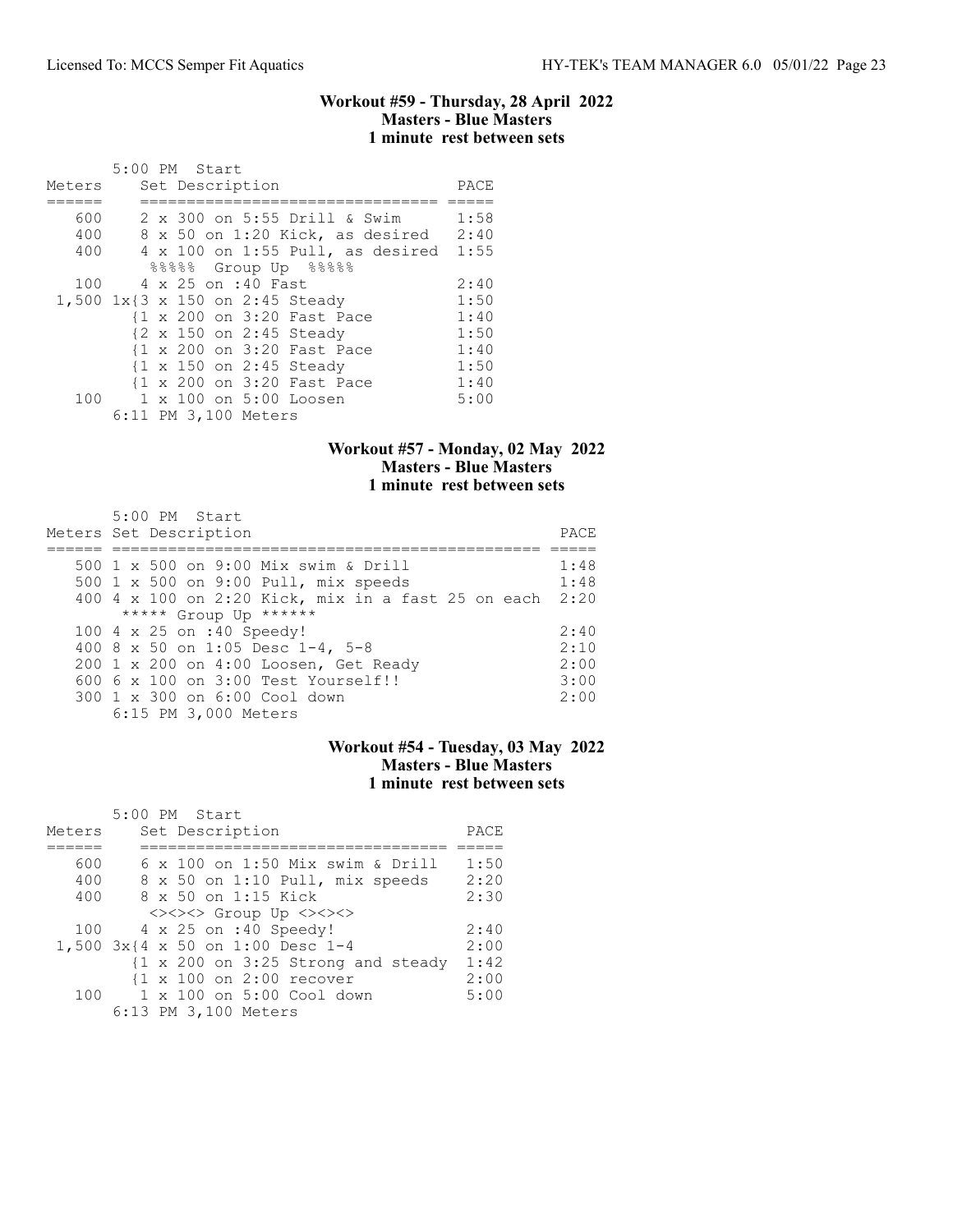### Workout #59 - Thursday, 28 April 2022
### Masters - Blue Masters
### 1 minute rest between sets

5:00 PM Start

| Meters | Set Description | PACE |
|---|---|---|
| 600 | 2 x 300 on 5:55 Drill & Swim | 1:58 |
| 400 | 8 x 50 on 1:20 Kick, as desired | 2:40 |
| 400 | 4 x 100 on 1:55 Pull, as desired | 1:55 |
| | %%%%% Group Up %%%%% | |
| 100 | 4 x 25 on :40 Fast | 2:40 |
| 1,500 | 1x{3 x 150 on 2:45 Steady | 1:50 |
| | {1 x 200 on 3:20 Fast Pace | 1:40 |
| | {2 x 150 on 2:45 Steady | 1:50 |
| | {1 x 200 on 3:20 Fast Pace | 1:40 |
| | {1 x 150 on 2:45 Steady | 1:50 |
| | {1 x 200 on 3:20 Fast Pace | 1:40 |
| 100 | 1 x 100 on 5:00 Loosen | 5:00 |

6:11 PM 3,100 Meters

### Workout #57 - Monday, 02 May 2022
### Masters - Blue Masters
### 1 minute rest between sets

5:00 PM Start

| Meters | Set Description | PACE |
|---|---|---|
| 500 | 1 x 500 on 9:00 Mix swim & Drill | 1:48 |
| 500 | 1 x 500 on 9:00 Pull, mix speeds | 1:48 |
| 400 | 4 x 100 on 2:20 Kick, mix in a fast 25 on each | 2:20 |
| | ***** Group Up ****** | |
| 100 | 4 x 25 on :40 Speedy! | 2:40 |
| 400 | 8 x 50 on 1:05 Desc 1-4, 5-8 | 2:10 |
| 200 | 1 x 200 on 4:00 Loosen, Get Ready | 2:00 |
| 600 | 6 x 100 on 3:00 Test Yourself!! | 3:00 |
| 300 | 1 x 300 on 6:00 Cool down | 2:00 |

6:15 PM 3,000 Meters

### Workout #54 - Tuesday, 03 May 2022
### Masters - Blue Masters
### 1 minute rest between sets

5:00 PM Start

| Meters | Set Description | PACE |
|---|---|---|
| 600 | 6 x 100 on 1:50 Mix swim & Drill | 1:50 |
| 400 | 8 x 50 on 1:10 Pull, mix speeds | 2:20 |
| 400 | 8 x 50 on 1:15 Kick | 2:30 |
| | <><><> Group Up <><><> | |
| 100 | 4 x 25 on :40 Speedy! | 2:40 |
| 1,500 | 3x{4 x 50 on 1:00 Desc 1-4 | 2:00 |
| | {1 x 200 on 3:25 Strong and steady | 1:42 |
| | {1 x 100 on 2:00 recover | 2:00 |
| 100 | 1 x 100 on 5:00 Cool down | 5:00 |

6:13 PM 3,100 Meters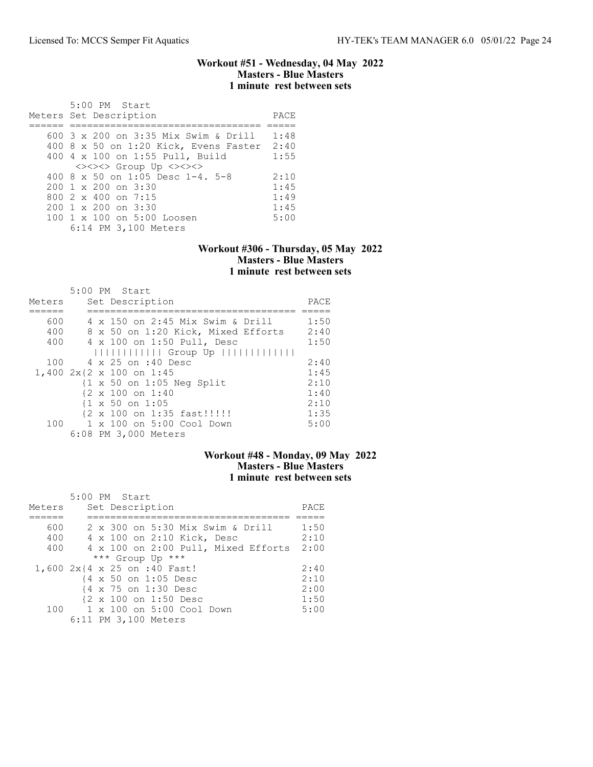### Workout #51 - Wednesday, 04 May 2022
**Masters - Blue Masters**
**1 minute rest between sets**

5:00 PM Start

| Meters | Set Description | PACE |
|---|---|---|
| 600 | 3 x 200 on 3:35 Mix Swim & Drill | 1:48 |
| 400 | 8 x 50 on 1:20 Kick, Evens Faster | 2:40 |
| 400 | 4 x 100 on 1:55 Pull, Build | 1:55 |
| | <><><> Group Up <><><> | |
| 400 | 8 x 50 on 1:05 Desc 1-4. 5-8 | 2:10 |
| 200 | 1 x 200 on 3:30 | 1:45 |
| 800 | 2 x 400 on 7:15 | 1:49 |
| 200 | 1 x 200 on 3:30 | 1:45 |
| 100 | 1 x 100 on 5:00 Loosen | 5:00 |
| | 6:14 PM 3,100 Meters | |

### Workout #306 - Thursday, 05 May 2022
**Masters - Blue Masters**
**1 minute rest between sets**

5:00 PM Start

| Meters | Set Description | PACE |
|---|---|---|
| 600 | 4 x 150 on 2:45 Mix Swim & Drill | 1:50 |
| 400 | 8 x 50 on 1:20 Kick, Mixed Efforts | 2:40 |
| 400 | 4 x 100 on 1:50 Pull, Desc | 1:50 |
| | ||||||||||| Group Up |||||||||||| | |
| 100 | 4 x 25 on :40 Desc | 2:40 |
| 1,400 | 2x{2 x 100 on 1:45 | 1:45 |
| | {1 x 50 on 1:05 Neg Split | 2:10 |
| | {2 x 100 on 1:40 | 1:40 |
| | {1 x 50 on 1:05 | 2:10 |
| | {2 x 100 on 1:35 fast!!!!! | 1:35 |
| 100 | 1 x 100 on 5:00 Cool Down | 5:00 |
| | 6:08 PM 3,000 Meters | |

### Workout #48 - Monday, 09 May 2022
**Masters - Blue Masters**
**1 minute rest between sets**

5:00 PM Start

| Meters | Set Description | PACE |
|---|---|---|
| 600 | 2 x 300 on 5:30 Mix Swim & Drill | 1:50 |
| 400 | 4 x 100 on 2:10 Kick, Desc | 2:10 |
| 400 | 4 x 100 on 2:00 Pull, Mixed Efforts | 2:00 |
| | *** Group Up *** | |
| 1,600 | 2x{4 x 25 on :40 Fast! | 2:40 |
| | {4 x 50 on 1:05 Desc | 2:10 |
| | {4 x 75 on 1:30 Desc | 2:00 |
| | {2 x 100 on 1:50 Desc | 1:50 |
| 100 | 1 x 100 on 5:00 Cool Down | 5:00 |
| | 6:11 PM 3,100 Meters | |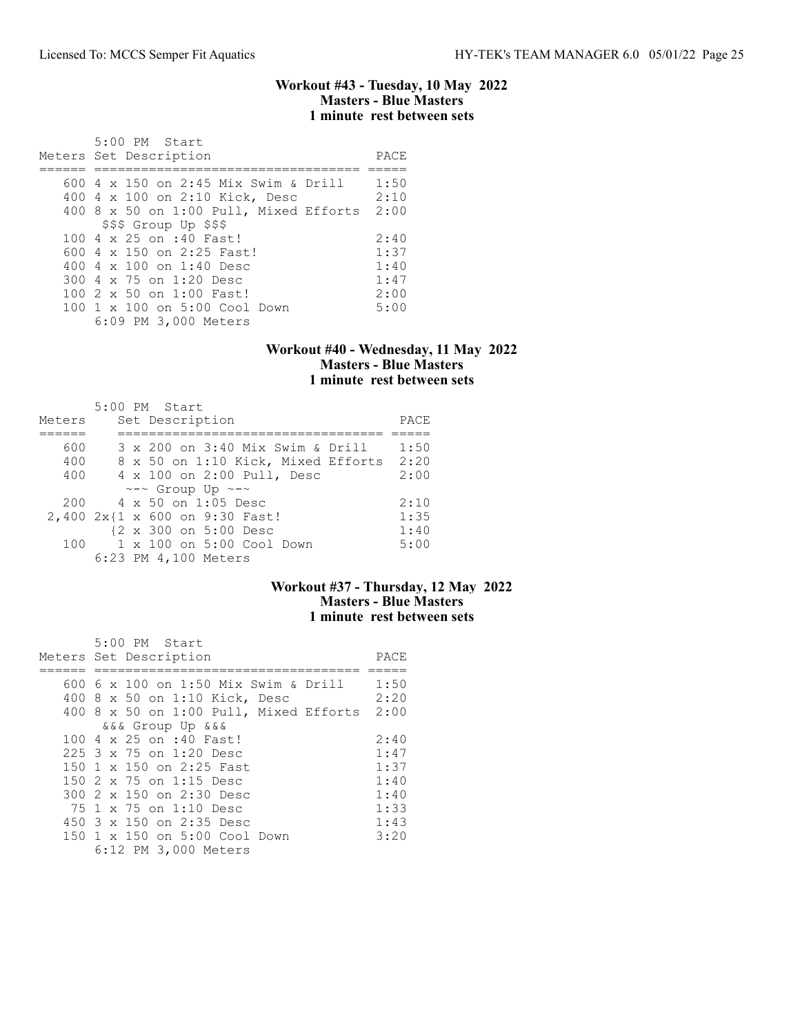## Workout #43 - Tuesday, 10 May 2022
### Masters - Blue Masters
### 1 minute rest between sets

5:00 PM Start

| Meters | Set Description | PACE |
|---|---|---|
| 600 | 4 x 150 on 2:45 Mix Swim & Drill | 1:50 |
| 400 | 4 x 100 on 2:10 Kick, Desc | 2:10 |
| 400 | 8 x 50 on 1:00 Pull, Mixed Efforts | 2:00 |
| | $$$ Group Up $$$ | |
| 100 | 4 x 25 on :40 Fast! | 2:40 |
| 600 | 4 x 150 on 2:25 Fast! | 1:37 |
| 400 | 4 x 100 on 1:40 Desc | 1:40 |
| 300 | 4 x 75 on 1:20 Desc | 1:47 |
| 100 | 2 x 50 on 1:00 Fast! | 2:00 |
| 100 | 1 x 100 on 5:00 Cool Down | 5:00 |

6:09 PM 3,000 Meters

## Workout #40 - Wednesday, 11 May 2022
### Masters - Blue Masters
### 1 minute rest between sets

5:00 PM Start

| Meters | Set Description | PACE |
|---|---|---|
| 600 | 3 x 200 on 3:40 Mix Swim & Drill | 1:50 |
| 400 | 8 x 50 on 1:10 Kick, Mixed Efforts | 2:20 |
| 400 | 4 x 100 on 2:00 Pull, Desc | 2:00 |
| | ~-~ Group Up ~-~ | |
| 200 | 4 x 50 on 1:05 Desc | 2:10 |
| 2,400 | 2x{1 x 600 on 9:30 Fast! | 1:35 |
| | {2 x 300 on 5:00 Desc | 1:40 |
| 100 | 1 x 100 on 5:00 Cool Down | 5:00 |

6:23 PM 4,100 Meters

## Workout #37 - Thursday, 12 May 2022
### Masters - Blue Masters
### 1 minute rest between sets

5:00 PM Start

| Meters | Set Description | PACE |
|---|---|---|
| 600 | 6 x 100 on 1:50 Mix Swim & Drill | 1:50 |
| 400 | 8 x 50 on 1:10 Kick, Desc | 2:20 |
| 400 | 8 x 50 on 1:00 Pull, Mixed Efforts | 2:00 |
| | &&& Group Up &&& | |
| 100 | 4 x 25 on :40 Fast! | 2:40 |
| 225 | 3 x 75 on 1:20 Desc | 1:47 |
| 150 | 1 x 150 on 2:25 Fast | 1:37 |
| 150 | 2 x 75 on 1:15 Desc | 1:40 |
| 300 | 2 x 150 on 2:30 Desc | 1:40 |
| 75 | 1 x 75 on 1:10 Desc | 1:33 |
| 450 | 3 x 150 on 2:35 Desc | 1:43 |
| 150 | 1 x 150 on 5:00 Cool Down | 3:20 |

6:12 PM 3,000 Meters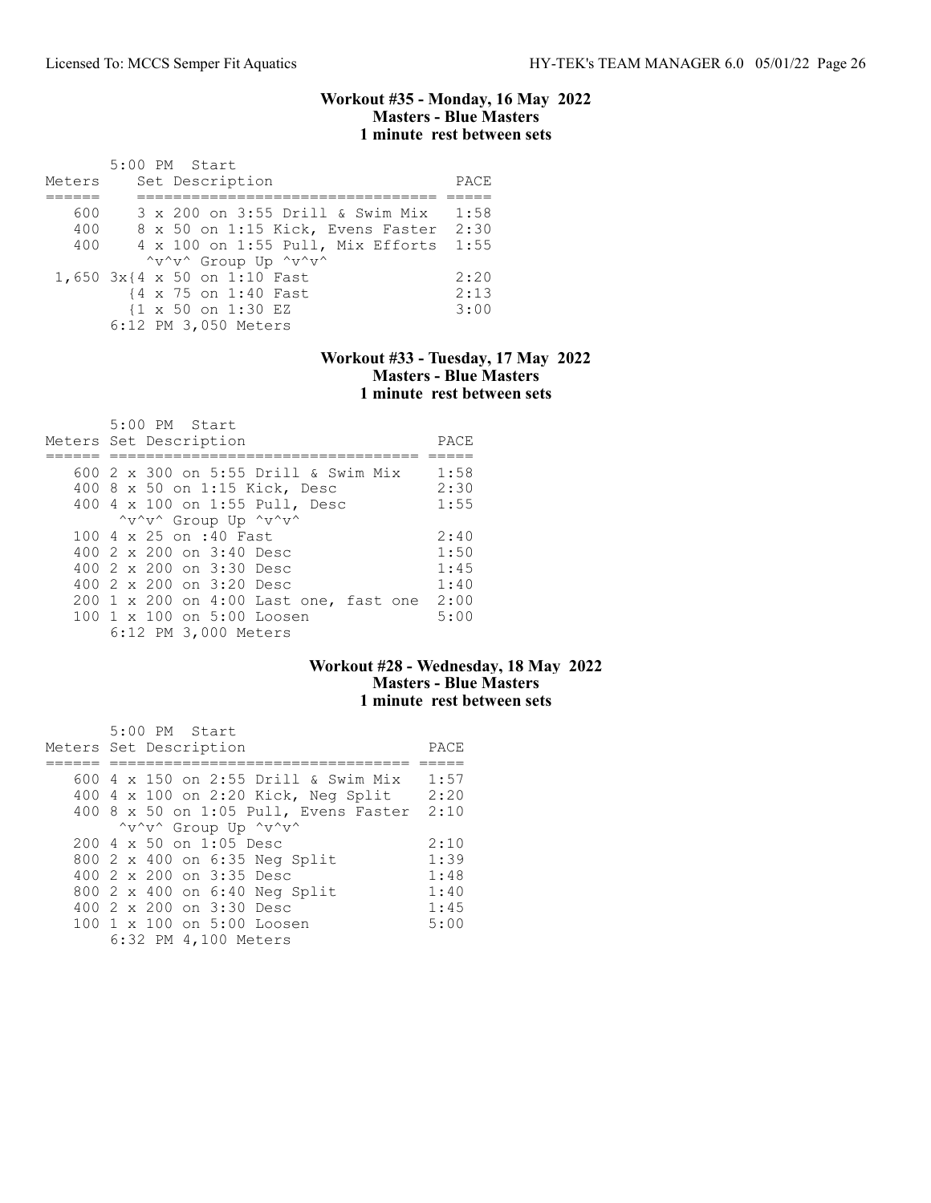## Workout #35 - Monday, 16 May 2022
### Masters - Blue Masters
### 1 minute rest between sets

5:00 PM Start

| Meters | Set Description | PACE |
|---|---|---|
| 600 | 3 x 200 on 3:55 Drill & Swim Mix | 1:58 |
| 400 | 8 x 50 on 1:15 Kick, Evens Faster | 2:30 |
| 400 | 4 x 100 on 1:55 Pull, Mix Efforts | 1:55 |
| | ^v^v^ Group Up ^v^v^ | |
| 1,650 | 3x{4 x 50 on 1:10 Fast | 2:20 |
| | {4 x 75 on 1:40 Fast | 2:13 |
| | {1 x 50 on 1:30 EZ | 3:00 |

6:12 PM 3,050 Meters

## Workout #33 - Tuesday, 17 May 2022
### Masters - Blue Masters
### 1 minute rest between sets

5:00 PM Start

| Meters | Set Description | PACE |
|---|---|---|
| 600 | 2 x 300 on 5:55 Drill & Swim Mix | 1:58 |
| 400 | 8 x 50 on 1:15 Kick, Desc | 2:30 |
| 400 | 4 x 100 on 1:55 Pull, Desc | 1:55 |
| | ^v^v^ Group Up ^v^v^ | |
| 100 | 4 x 25 on :40 Fast | 2:40 |
| 400 | 2 x 200 on 3:40 Desc | 1:50 |
| 400 | 2 x 200 on 3:30 Desc | 1:45 |
| 400 | 2 x 200 on 3:20 Desc | 1:40 |
| 200 | 1 x 200 on 4:00 Last one, fast one | 2:00 |
| 100 | 1 x 100 on 5:00 Loosen | 5:00 |

6:12 PM 3,000 Meters

## Workout #28 - Wednesday, 18 May 2022
### Masters - Blue Masters
### 1 minute rest between sets

5:00 PM Start

| Meters | Set Description | PACE |
|---|---|---|
| 600 | 4 x 150 on 2:55 Drill & Swim Mix | 1:57 |
| 400 | 4 x 100 on 2:20 Kick, Neg Split | 2:20 |
| 400 | 8 x 50 on 1:05 Pull, Evens Faster | 2:10 |
| | ^v^v^ Group Up ^v^v^ | |
| 200 | 4 x 50 on 1:05 Desc | 2:10 |
| 800 | 2 x 400 on 6:35 Neg Split | 1:39 |
| 400 | 2 x 200 on 3:35 Desc | 1:48 |
| 800 | 2 x 400 on 6:40 Neg Split | 1:40 |
| 400 | 2 x 200 on 3:30 Desc | 1:45 |
| 100 | 1 x 100 on 5:00 Loosen | 5:00 |

6:32 PM 4,100 Meters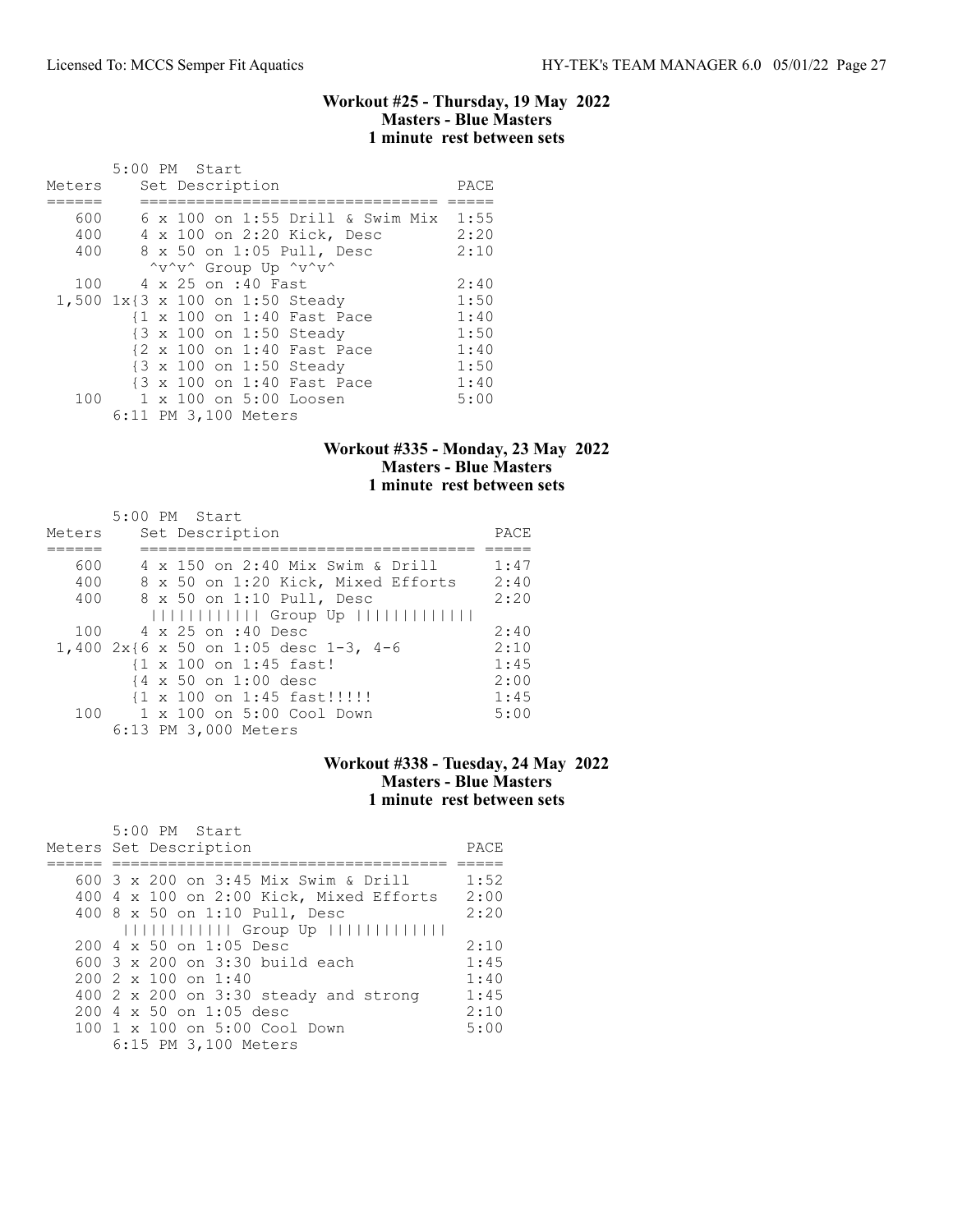### Workout #25 - Thursday, 19 May 2022
### Masters - Blue Masters
### 1 minute rest between sets

5:00 PM Start

| Meters | Set Description | PACE |
|---|---|---|
| 600 | 6 x 100 on 1:55 Drill & Swim Mix | 1:55 |
| 400 | 4 x 100 on 2:20 Kick, Desc | 2:20 |
| 400 | 8 x 50 on 1:05 Pull, Desc | 2:10 |
| | ^v^v^ Group Up ^v^v^ | |
| 100 | 4 x 25 on :40 Fast | 2:40 |
| 1,500 | 1x{3 x 100 on 1:50 Steady | 1:50 |
| | {1 x 100 on 1:40 Fast Pace | 1:40 |
| | {3 x 100 on 1:50 Steady | 1:50 |
| | {2 x 100 on 1:40 Fast Pace | 1:40 |
| | {3 x 100 on 1:50 Steady | 1:50 |
| | {3 x 100 on 1:40 Fast Pace | 1:40 |
| 100 | 1 x 100 on 5:00 Loosen | 5:00 |
| | 6:11 PM 3,100 Meters | |

### Workout #335 - Monday, 23 May 2022
### Masters - Blue Masters
### 1 minute rest between sets

5:00 PM Start

| Meters | Set Description | PACE |
|---|---|---|
| 600 | 4 x 150 on 2:40 Mix Swim & Drill | 1:47 |
| 400 | 8 x 50 on 1:20 Kick, Mixed Efforts | 2:40 |
| 400 | 8 x 50 on 1:10 Pull, Desc | 2:20 |
| | \|\|\|\|\|\|\|\|\|\|\| Group Up \|\|\|\|\|\|\|\|\|\|\|\| | |
| 100 | 4 x 25 on :40 Desc | 2:40 |
| 1,400 | 2x{6 x 50 on 1:05 desc 1-3, 4-6 | 2:10 |
| | {1 x 100 on 1:45 fast! | 1:45 |
| | {4 x 50 on 1:00 desc | 2:00 |
| | {1 x 100 on 1:45 fast!!!!! | 1:45 |
| 100 | 1 x 100 on 5:00 Cool Down | 5:00 |
| | 6:13 PM 3,000 Meters | |

### Workout #338 - Tuesday, 24 May 2022
### Masters - Blue Masters
### 1 minute rest between sets

5:00 PM Start

| Meters | Set Description | PACE |
|---|---|---|
| 600 | 3 x 200 on 3:45 Mix Swim & Drill | 1:52 |
| 400 | 4 x 100 on 2:00 Kick, Mixed Efforts | 2:00 |
| 400 | 8 x 50 on 1:10 Pull, Desc | 2:20 |
| | \|\|\|\|\|\|\|\|\|\|\| Group Up \|\|\|\|\|\|\|\|\|\|\|\| | |
| 200 | 4 x 50 on 1:05 Desc | 2:10 |
| 600 | 3 x 200 on 3:30 build each | 1:45 |
| 200 | 2 x 100 on 1:40 | 1:40 |
| 400 | 2 x 200 on 3:30 steady and strong | 1:45 |
| 200 | 4 x 50 on 1:05 desc | 2:10 |
| 100 | 1 x 100 on 5:00 Cool Down | 5:00 |
| | 6:15 PM 3,100 Meters | |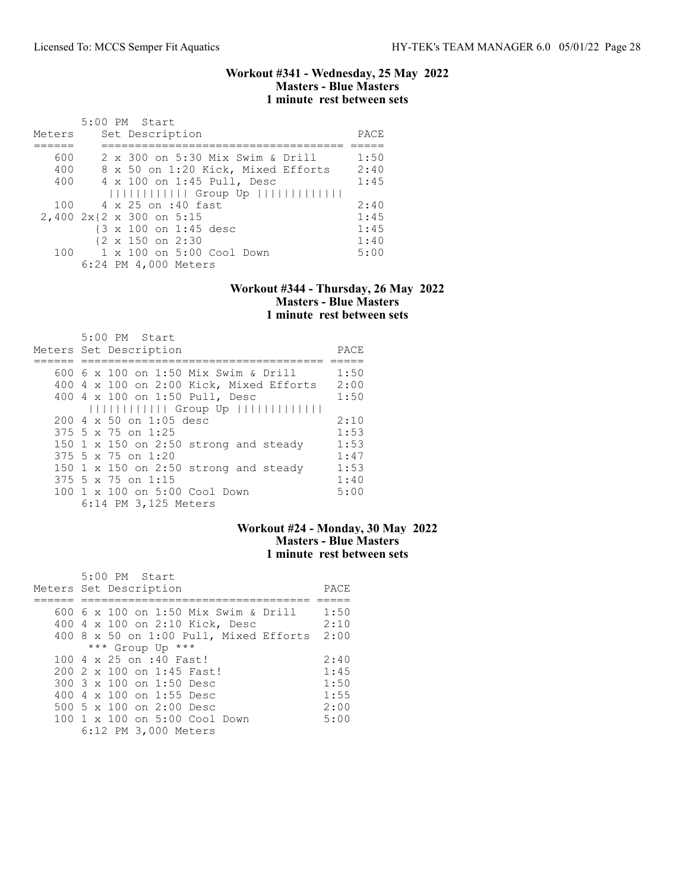### Workout #341 - Wednesday, 25 May 2022
### Masters - Blue Masters
### 1 minute rest between sets

```
       5:00 PM  Start
Meters    Set Description                        PACE
======    ===================================   =====
   600    2 x 300 on 5:30 Mix Swim & Drill      1:50
   400    8 x 50 on 1:20 Kick, Mixed Efforts    2:40
   400    4 x 100 on 1:45 Pull, Desc            1:45
           ||||||||||| Group Up ||||||||||||
   100    4 x 25 on :40 fast                    2:40
 2,400 2x{2 x 300 on 5:15                       1:45
          {3 x 100 on 1:45 desc                 1:45
          {2 x 150 on 2:30                      1:40
   100    1 x 100 on 5:00 Cool Down             5:00
       6:24 PM 4,000 Meters
```

### Workout #344 - Thursday, 26 May 2022
### Masters - Blue Masters
### 1 minute rest between sets

```
       5:00 PM  Start
Meters Set Description                          PACE
====== ===================================     =====
   600 6 x 100 on 1:50 Mix Swim & Drill         1:50
   400 4 x 100 on 2:00 Kick, Mixed Efforts      2:00
   400 4 x 100 on 1:50 Pull, Desc               1:50
        ||||||||||| Group Up ||||||||||||
   200 4 x 50 on 1:05 desc                      2:10
   375 5 x 75 on 1:25                           1:53
   150 1 x 150 on 2:50 strong and steady        1:53
   375 5 x 75 on 1:20                           1:47
   150 1 x 150 on 2:50 strong and steady        1:53
   375 5 x 75 on 1:15                           1:40
   100 1 x 100 on 5:00 Cool Down                5:00
       6:14 PM 3,125 Meters
```

### Workout #24 - Monday, 30 May 2022
### Masters - Blue Masters
### 1 minute rest between sets

```
       5:00 PM  Start
Meters Set Description                         PACE
====== ==================================     =====
   600 6 x 100 on 1:50 Mix Swim & Drill        1:50
   400 4 x 100 on 2:10 Kick, Desc              2:10
   400 8 x 50 on 1:00 Pull, Mixed Efforts      2:00
        *** Group Up ***
   100 4 x 25 on :40 Fast!                     2:40
   200 2 x 100 on 1:45 Fast!                   1:45
   300 3 x 100 on 1:50 Desc                    1:50
   400 4 x 100 on 1:55 Desc                    1:55
   500 5 x 100 on 2:00 Desc                    2:00
   100 1 x 100 on 5:00 Cool Down               5:00
       6:12 PM 3,000 Meters
```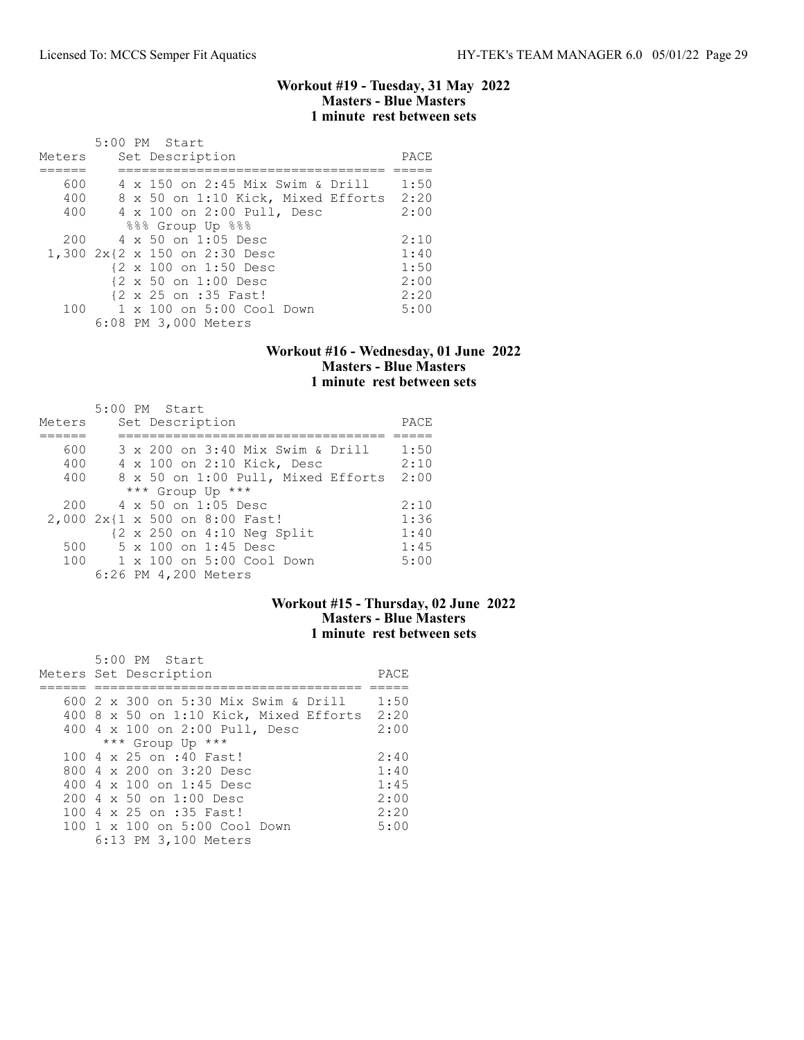### Workout #19 - Tuesday, 31 May 2022
### Masters - Blue Masters
### 1 minute rest between sets

5:00 PM Start

| Meters | Set Description | PACE |
|---|---|---|
| 600 | 4 x 150 on 2:45 Mix Swim & Drill | 1:50 |
| 400 | 8 x 50 on 1:10 Kick, Mixed Efforts | 2:20 |
| 400 | 4 x 100 on 2:00 Pull, Desc | 2:00 |
| | %%% Group Up %%% | |
| 200 | 4 x 50 on 1:05 Desc | 2:10 |
| 1,300 | 2x{2 x 150 on 2:30 Desc | 1:40 |
| | {2 x 100 on 1:50 Desc | 1:50 |
| | {2 x 50 on 1:00 Desc | 2:00 |
| | {2 x 25 on :35 Fast! | 2:20 |
| 100 | 1 x 100 on 5:00 Cool Down | 5:00 |

6:08 PM 3,000 Meters

### Workout #16 - Wednesday, 01 June 2022
### Masters - Blue Masters
### 1 minute rest between sets

5:00 PM Start

| Meters | Set Description | PACE |
|---|---|---|
| 600 | 3 x 200 on 3:40 Mix Swim & Drill | 1:50 |
| 400 | 4 x 100 on 2:10 Kick, Desc | 2:10 |
| 400 | 8 x 50 on 1:00 Pull, Mixed Efforts | 2:00 |
| | *** Group Up *** | |
| 200 | 4 x 50 on 1:05 Desc | 2:10 |
| 2,000 | 2x{1 x 500 on 8:00 Fast! | 1:36 |
| | {2 x 250 on 4:10 Neg Split | 1:40 |
| 500 | 5 x 100 on 1:45 Desc | 1:45 |
| 100 | 1 x 100 on 5:00 Cool Down | 5:00 |

6:26 PM 4,200 Meters

### Workout #15 - Thursday, 02 June 2022
### Masters - Blue Masters
### 1 minute rest between sets

5:00 PM Start

| Meters | Set Description | PACE |
|---|---|---|
| 600 | 2 x 300 on 5:30 Mix Swim & Drill | 1:50 |
| 400 | 8 x 50 on 1:10 Kick, Mixed Efforts | 2:20 |
| 400 | 4 x 100 on 2:00 Pull, Desc | 2:00 |
| | *** Group Up *** | |
| 100 | 4 x 25 on :40 Fast! | 2:40 |
| 800 | 4 x 200 on 3:20 Desc | 1:40 |
| 400 | 4 x 100 on 1:45 Desc | 1:45 |
| 200 | 4 x 50 on 1:00 Desc | 2:00 |
| 100 | 4 x 25 on :35 Fast! | 2:20 |
| 100 | 1 x 100 on 5:00 Cool Down | 5:00 |

6:13 PM 3,100 Meters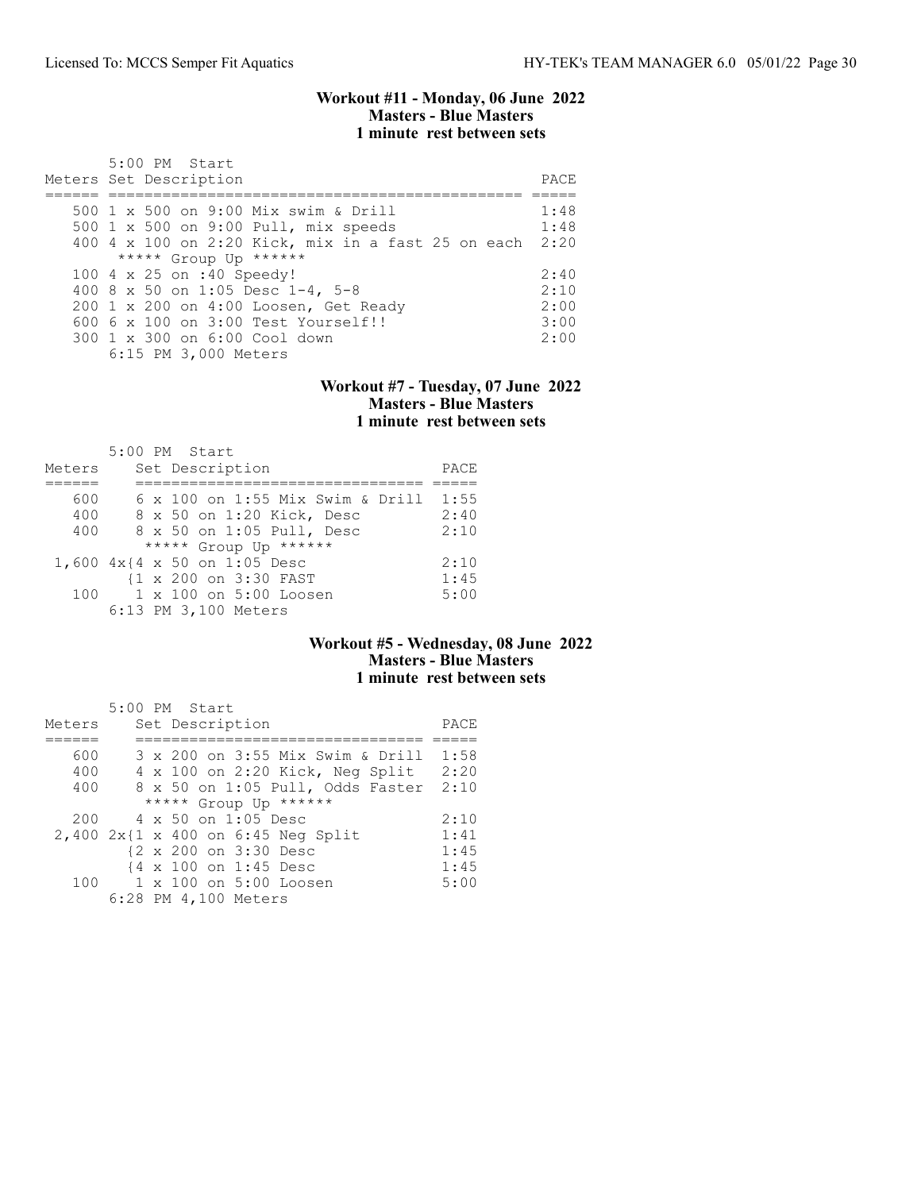## Workout #11 - Monday, 06 June 2022
### Masters - Blue Masters
### 1 minute rest between sets

5:00 PM Start

| Meters | Set Description | PACE |
|---|---|---|
| 500 | 1 x 500 on 9:00 Mix swim & Drill | 1:48 |
| 500 | 1 x 500 on 9:00 Pull, mix speeds | 1:48 |
| 400 | 4 x 100 on 2:20 Kick, mix in a fast 25 on each | 2:20 |
| | ***** Group Up ****** | |
| 100 | 4 x 25 on :40 Speedy! | 2:40 |
| 400 | 8 x 50 on 1:05 Desc 1-4, 5-8 | 2:10 |
| 200 | 1 x 200 on 4:00 Loosen, Get Ready | 2:00 |
| 600 | 6 x 100 on 3:00 Test Yourself!! | 3:00 |
| 300 | 1 x 300 on 6:00 Cool down | 2:00 |
| | 6:15 PM 3,000 Meters | |

## Workout #7 - Tuesday, 07 June 2022
### Masters - Blue Masters
### 1 minute rest between sets

5:00 PM Start

| Meters | Set Description | PACE |
|---|---|---|
| 600 | 6 x 100 on 1:55 Mix Swim & Drill | 1:55 |
| 400 | 8 x 50 on 1:20 Kick, Desc | 2:40 |
| 400 | 8 x 50 on 1:05 Pull, Desc | 2:10 |
| | ***** Group Up ****** | |
| 1,600 | 4x{4 x 50 on 1:05 Desc | 2:10 |
| | {1 x 200 on 3:30 FAST | 1:45 |
| 100 | 1 x 100 on 5:00 Loosen | 5:00 |
| | 6:13 PM 3,100 Meters | |

## Workout #5 - Wednesday, 08 June 2022
### Masters - Blue Masters
### 1 minute rest between sets

5:00 PM Start

| Meters | Set Description | PACE |
|---|---|---|
| 600 | 3 x 200 on 3:55 Mix Swim & Drill | 1:58 |
| 400 | 4 x 100 on 2:20 Kick, Neg Split | 2:20 |
| 400 | 8 x 50 on 1:05 Pull, Odds Faster | 2:10 |
| | ***** Group Up ****** | |
| 200 | 4 x 50 on 1:05 Desc | 2:10 |
| 2,400 | 2x{1 x 400 on 6:45 Neg Split | 1:41 |
| | {2 x 200 on 3:30 Desc | 1:45 |
| | {4 x 100 on 1:45 Desc | 1:45 |
| 100 | 1 x 100 on 5:00 Loosen | 5:00 |
| | 6:28 PM 4,100 Meters | |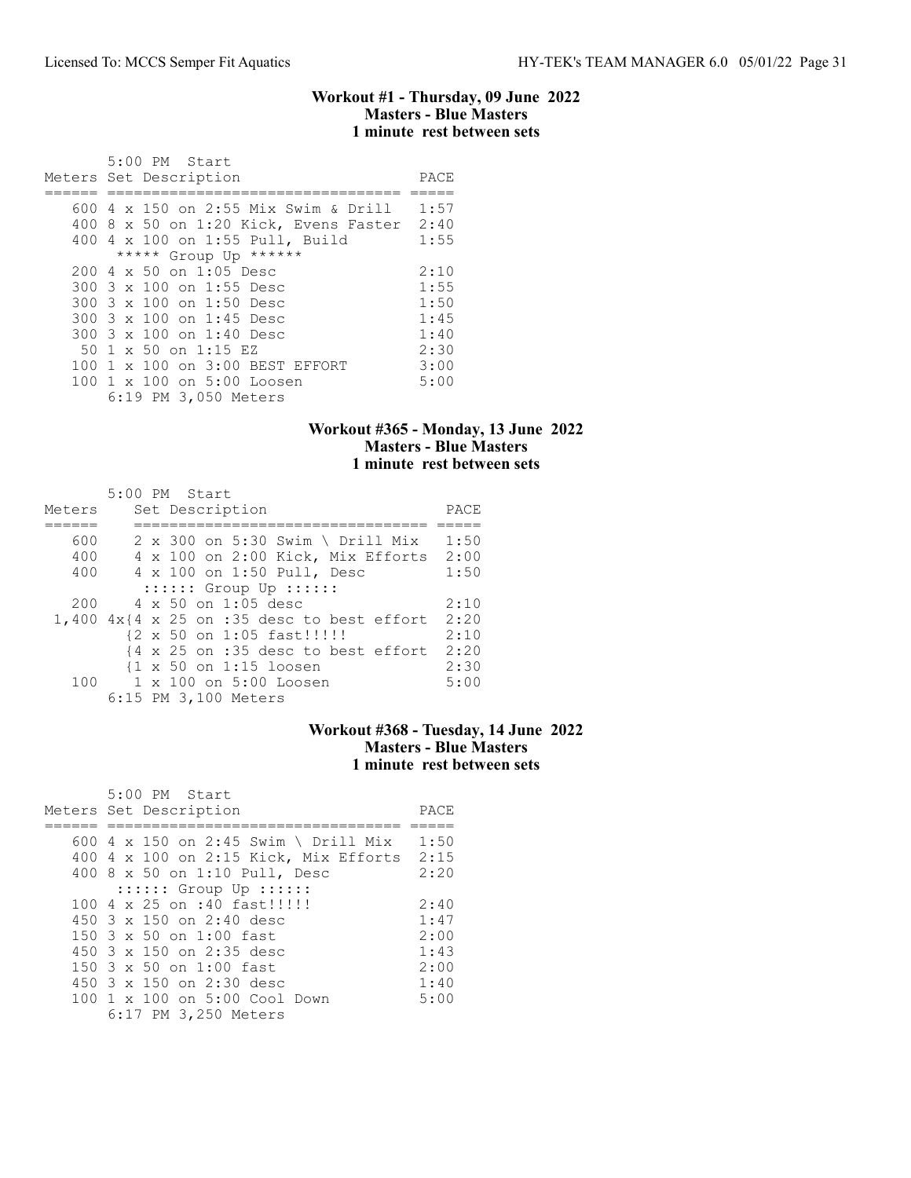### Workout #1 - Thursday, 09 June 2022
### Masters - Blue Masters
### 1 minute rest between sets

5:00 PM Start

| Meters | Set Description | PACE |
|---|---|---|
| 600 | 4 x 150 on 2:55 Mix Swim & Drill | 1:57 |
| 400 | 8 x 50 on 1:20 Kick, Evens Faster | 2:40 |
| 400 | 4 x 100 on 1:55 Pull, Build | 1:55 |
| | ***** Group Up ****** | |
| 200 | 4 x 50 on 1:05 Desc | 2:10 |
| 300 | 3 x 100 on 1:55 Desc | 1:55 |
| 300 | 3 x 100 on 1:50 Desc | 1:50 |
| 300 | 3 x 100 on 1:45 Desc | 1:45 |
| 300 | 3 x 100 on 1:40 Desc | 1:40 |
| 50 | 1 x 50 on 1:15 EZ | 2:30 |
| 100 | 1 x 100 on 3:00 BEST EFFORT | 3:00 |
| 100 | 1 x 100 on 5:00 Loosen | 5:00 |

6:19 PM 3,050 Meters

### Workout #365 - Monday, 13 June 2022
### Masters - Blue Masters
### 1 minute rest between sets

5:00 PM Start

| Meters | Set Description | PACE |
|---|---|---|
| 600 | 2 x 300 on 5:30 Swim \ Drill Mix | 1:50 |
| 400 | 4 x 100 on 2:00 Kick, Mix Efforts | 2:00 |
| 400 | 4 x 100 on 1:50 Pull, Desc | 1:50 |
| | :::::: Group Up :::::: | |
| 200 | 4 x 50 on 1:05 desc | 2:10 |
| 1,400 | 4x{4 x 25 on :35 desc to best effort | 2:20 |
| | {2 x 50 on 1:05 fast!!!!! | 2:10 |
| | {4 x 25 on :35 desc to best effort | 2:20 |
| | {1 x 50 on 1:15 loosen | 2:30 |
| 100 | 1 x 100 on 5:00 Loosen | 5:00 |

6:15 PM 3,100 Meters

### Workout #368 - Tuesday, 14 June 2022
### Masters - Blue Masters
### 1 minute rest between sets

5:00 PM Start

| Meters | Set Description | PACE |
|---|---|---|
| 600 | 4 x 150 on 2:45 Swim \ Drill Mix | 1:50 |
| 400 | 4 x 100 on 2:15 Kick, Mix Efforts | 2:15 |
| 400 | 8 x 50 on 1:10 Pull, Desc | 2:20 |
| | :::::: Group Up :::::: | |
| 100 | 4 x 25 on :40 fast!!!!! | 2:40 |
| 450 | 3 x 150 on 2:40 desc | 1:47 |
| 150 | 3 x 50 on 1:00 fast | 2:00 |
| 450 | 3 x 150 on 2:35 desc | 1:43 |
| 150 | 3 x 50 on 1:00 fast | 2:00 |
| 450 | 3 x 150 on 2:30 desc | 1:40 |
| 100 | 1 x 100 on 5:00 Cool Down | 5:00 |

6:17 PM 3,250 Meters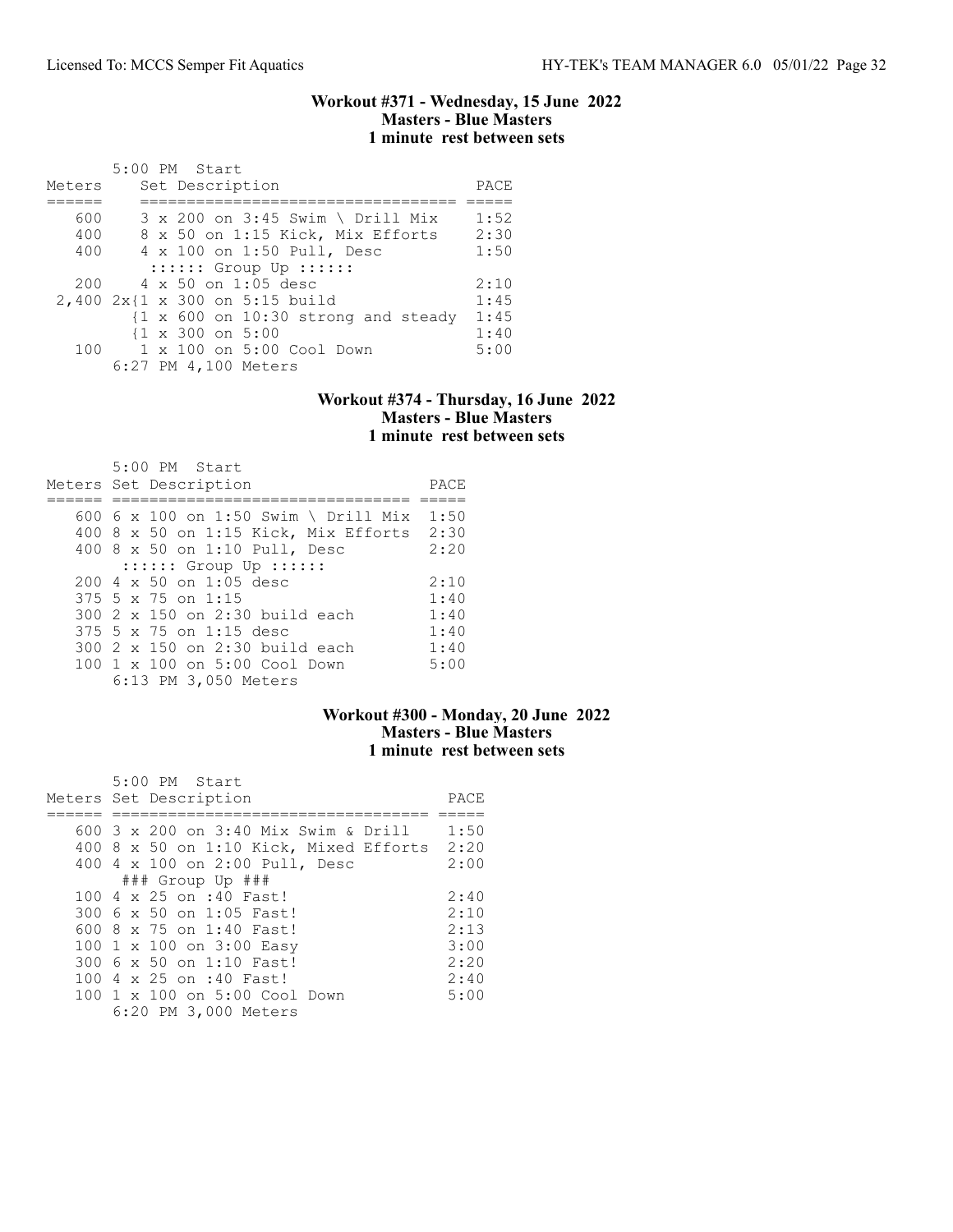### Workout #371 - Wednesday, 15 June 2022
### Masters - Blue Masters
### 1 minute rest between sets

5:00 PM Start

| Meters | Set Description | PACE |
|---|---|---|
| 600 | 3 x 200 on 3:45 Swim \ Drill Mix | 1:52 |
| 400 | 8 x 50 on 1:15 Kick, Mix Efforts | 2:30 |
| 400 | 4 x 100 on 1:50 Pull, Desc | 1:50 |
| | :::::: Group Up :::::: | |
| 200 | 4 x 50 on 1:05 desc | 2:10 |
| 2,400 | 2x{1 x 300 on 5:15 build | 1:45 |
| | {1 x 600 on 10:30 strong and steady | 1:45 |
| | {1 x 300 on 5:00 | 1:40 |
| 100 | 1 x 100 on 5:00 Cool Down | 5:00 |

6:27 PM 4,100 Meters

### Workout #374 - Thursday, 16 June 2022
### Masters - Blue Masters
### 1 minute rest between sets

5:00 PM Start

| Meters | Set Description | PACE |
|---|---|---|
| 600 | 6 x 100 on 1:50 Swim \ Drill Mix | 1:50 |
| 400 | 8 x 50 on 1:15 Kick, Mix Efforts | 2:30 |
| 400 | 8 x 50 on 1:10 Pull, Desc | 2:20 |
| | :::::: Group Up :::::: | |
| 200 | 4 x 50 on 1:05 desc | 2:10 |
| 375 | 5 x 75 on 1:15 | 1:40 |
| 300 | 2 x 150 on 2:30 build each | 1:40 |
| 375 | 5 x 75 on 1:15 desc | 1:40 |
| 300 | 2 x 150 on 2:30 build each | 1:40 |
| 100 | 1 x 100 on 5:00 Cool Down | 5:00 |

6:13 PM 3,050 Meters

### Workout #300 - Monday, 20 June 2022
### Masters - Blue Masters
### 1 minute rest between sets

5:00 PM Start

| Meters | Set Description | PACE |
|---|---|---|
| 600 | 3 x 200 on 3:40 Mix Swim & Drill | 1:50 |
| 400 | 8 x 50 on 1:10 Kick, Mixed Efforts | 2:20 |
| 400 | 4 x 100 on 2:00 Pull, Desc | 2:00 |
| | ### Group Up ### | |
| 100 | 4 x 25 on :40 Fast! | 2:40 |
| 300 | 6 x 50 on 1:05 Fast! | 2:10 |
| 600 | 8 x 75 on 1:40 Fast! | 2:13 |
| 100 | 1 x 100 on 3:00 Easy | 3:00 |
| 300 | 6 x 50 on 1:10 Fast! | 2:20 |
| 100 | 4 x 25 on :40 Fast! | 2:40 |
| 100 | 1 x 100 on 5:00 Cool Down | 5:00 |

6:20 PM 3,000 Meters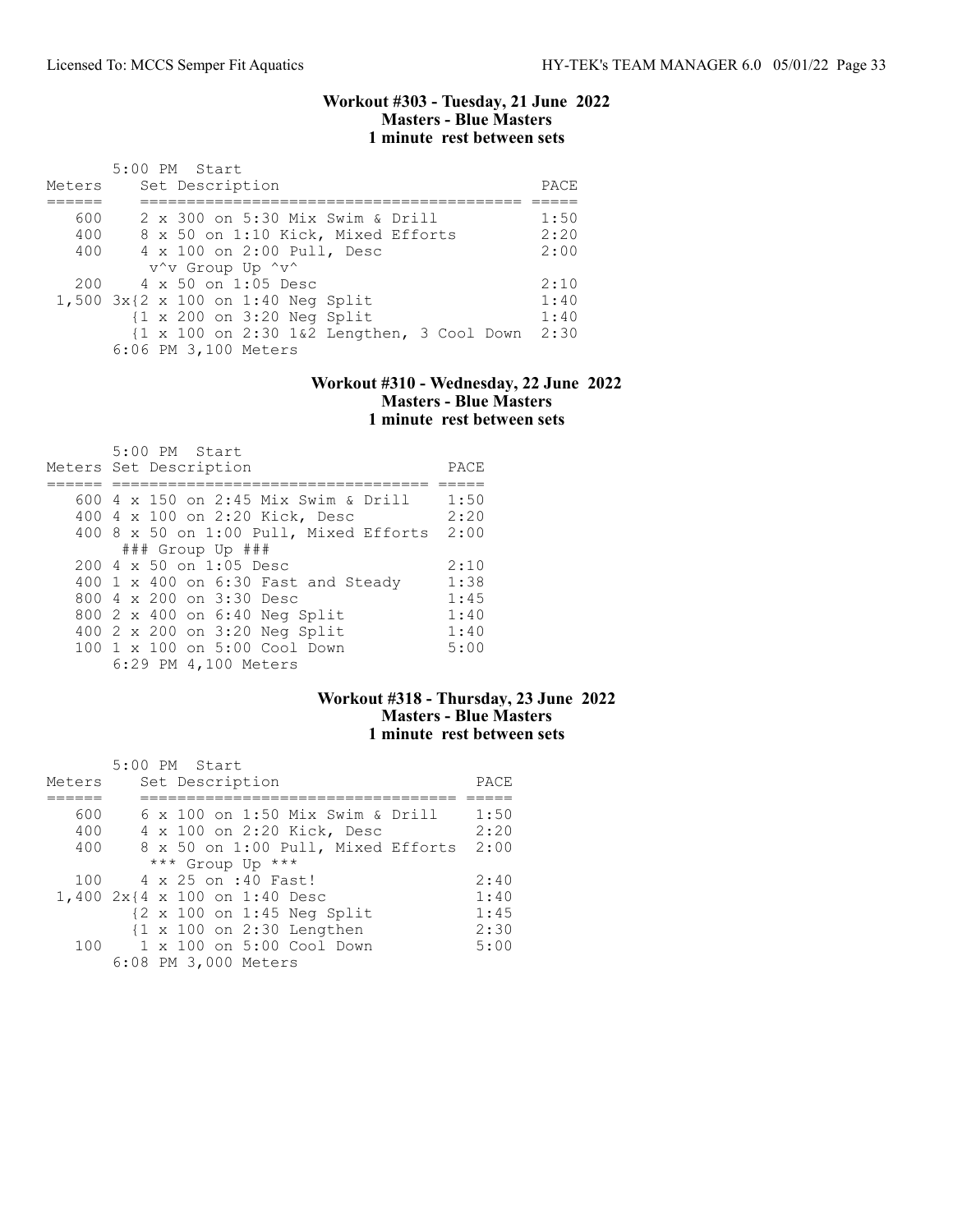## Workout #303 - Tuesday, 21 June 2022
**Masters - Blue Masters**
**1 minute rest between sets**

5:00 PM Start

| Meters | Set Description | PACE |
|---|---|---|
| 600 | 2 x 300 on 5:30 Mix Swim & Drill | 1:50 |
| 400 | 8 x 50 on 1:10 Kick, Mixed Efforts | 2:20 |
| 400 | 4 x 100 on 2:00 Pull, Desc | 2:00 |
| | v^v Group Up ^v^ | |
| 200 | 4 x 50 on 1:05 Desc | 2:10 |
| 1,500 | 3x{2 x 100 on 1:40 Neg Split | 1:40 |
| | {1 x 200 on 3:20 Neg Split | 1:40 |
| | {1 x 100 on 2:30 1&2 Lengthen, 3 Cool Down | 2:30 |

6:06 PM 3,100 Meters

## Workout #310 - Wednesday, 22 June 2022
**Masters - Blue Masters**
**1 minute rest between sets**

5:00 PM Start

| Meters | Set Description | PACE |
|---|---|---|
| 600 | 4 x 150 on 2:45 Mix Swim & Drill | 1:50 |
| 400 | 4 x 100 on 2:20 Kick, Desc | 2:20 |
| 400 | 8 x 50 on 1:00 Pull, Mixed Efforts | 2:00 |
| | ### Group Up ### | |
| 200 | 4 x 50 on 1:05 Desc | 2:10 |
| 400 | 1 x 400 on 6:30 Fast and Steady | 1:38 |
| 800 | 4 x 200 on 3:30 Desc | 1:45 |
| 800 | 2 x 400 on 6:40 Neg Split | 1:40 |
| 400 | 2 x 200 on 3:20 Neg Split | 1:40 |
| 100 | 1 x 100 on 5:00 Cool Down | 5:00 |

6:29 PM 4,100 Meters

## Workout #318 - Thursday, 23 June 2022
**Masters - Blue Masters**
**1 minute rest between sets**

5:00 PM Start

| Meters | Set Description | PACE |
|---|---|---|
| 600 | 6 x 100 on 1:50 Mix Swim & Drill | 1:50 |
| 400 | 4 x 100 on 2:20 Kick, Desc | 2:20 |
| 400 | 8 x 50 on 1:00 Pull, Mixed Efforts | 2:00 |
| | *** Group Up *** | |
| 100 | 4 x 25 on :40 Fast! | 2:40 |
| 1,400 | 2x{4 x 100 on 1:40 Desc | 1:40 |
| | {2 x 100 on 1:45 Neg Split | 1:45 |
| | {1 x 100 on 2:30 Lengthen | 2:30 |
| 100 | 1 x 100 on 5:00 Cool Down | 5:00 |

6:08 PM 3,000 Meters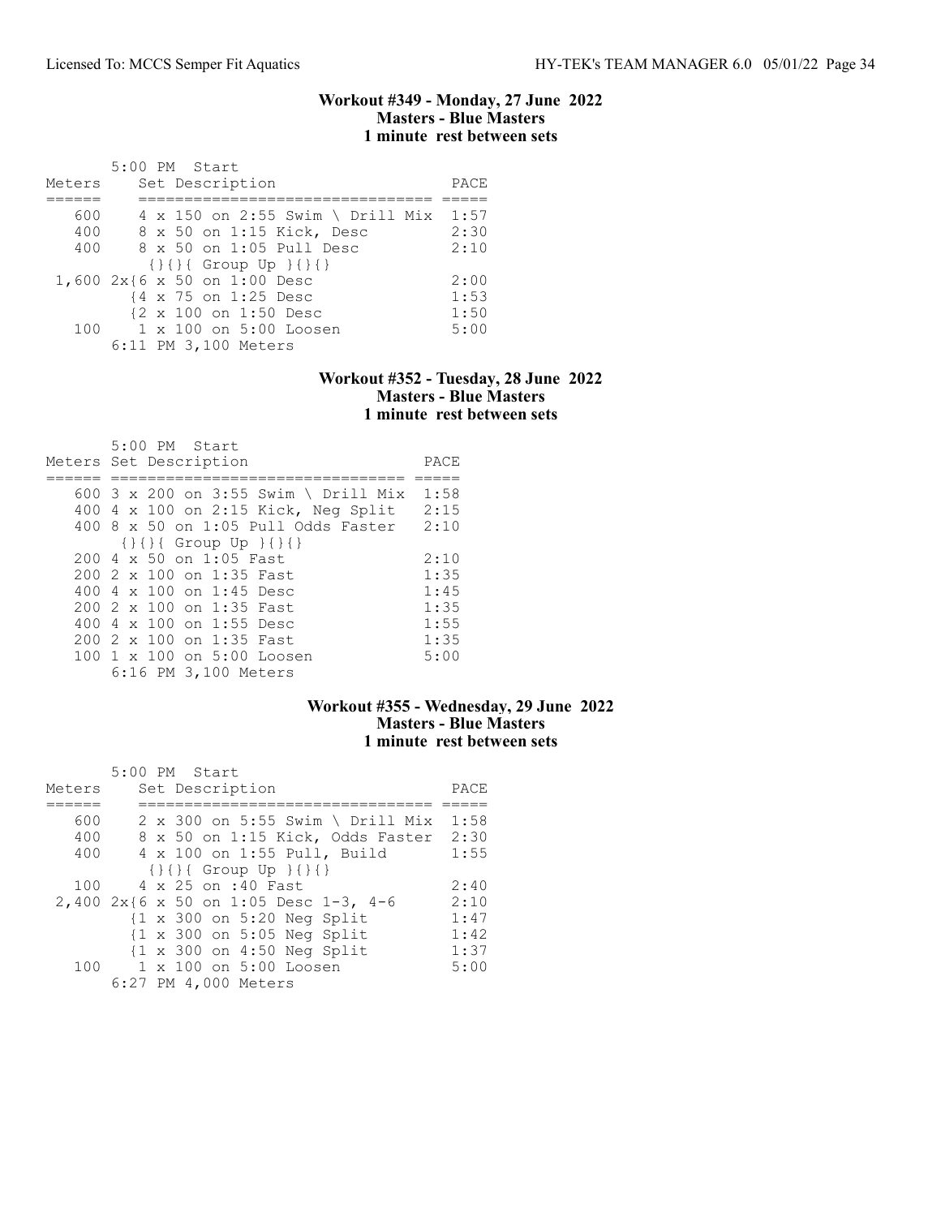### Workout #349 - Monday, 27 June 2022
### Masters - Blue Masters
### 1 minute rest between sets

5:00 PM Start

| Meters | Set Description | PACE |
| --- | --- | --- |
| 600 | 4 x 150 on 2:55 Swim \ Drill Mix | 1:57 |
| 400 | 8 x 50 on 1:15 Kick, Desc | 2:30 |
| 400 | 8 x 50 on 1:05 Pull Desc | 2:10 |
| | {}{}{ Group Up }{}{} | |
| 1,600 | 2x{6 x 50 on 1:00 Desc | 2:00 |
| | {4 x 75 on 1:25 Desc | 1:53 |
| | {2 x 100 on 1:50 Desc | 1:50 |
| 100 | 1 x 100 on 5:00 Loosen | 5:00 |
| | 6:11 PM 3,100 Meters | |

### Workout #352 - Tuesday, 28 June 2022
### Masters - Blue Masters
### 1 minute rest between sets

5:00 PM Start

| Meters | Set Description | PACE |
| --- | --- | --- |
| 600 | 3 x 200 on 3:55 Swim \ Drill Mix | 1:58 |
| 400 | 4 x 100 on 2:15 Kick, Neg Split | 2:15 |
| 400 | 8 x 50 on 1:05 Pull Odds Faster | 2:10 |
| | {}{}{ Group Up }{}{} | |
| 200 | 4 x 50 on 1:05 Fast | 2:10 |
| 200 | 2 x 100 on 1:35 Fast | 1:35 |
| 400 | 4 x 100 on 1:45 Desc | 1:45 |
| 200 | 2 x 100 on 1:35 Fast | 1:35 |
| 400 | 4 x 100 on 1:55 Desc | 1:55 |
| 200 | 2 x 100 on 1:35 Fast | 1:35 |
| 100 | 1 x 100 on 5:00 Loosen | 5:00 |
| | 6:16 PM 3,100 Meters | |

### Workout #355 - Wednesday, 29 June 2022
### Masters - Blue Masters
### 1 minute rest between sets

5:00 PM Start

| Meters | Set Description | PACE |
| --- | --- | --- |
| 600 | 2 x 300 on 5:55 Swim \ Drill Mix | 1:58 |
| 400 | 8 x 50 on 1:15 Kick, Odds Faster | 2:30 |
| 400 | 4 x 100 on 1:55 Pull, Build | 1:55 |
| | {}{}{ Group Up }{}{} | |
| 100 | 4 x 25 on :40 Fast | 2:40 |
| 2,400 | 2x{6 x 50 on 1:05 Desc 1-3, 4-6 | 2:10 |
| | {1 x 300 on 5:20 Neg Split | 1:47 |
| | {1 x 300 on 5:05 Neg Split | 1:42 |
| | {1 x 300 on 4:50 Neg Split | 1:37 |
| 100 | 1 x 100 on 5:00 Loosen | 5:00 |
| | 6:27 PM 4,000 Meters | |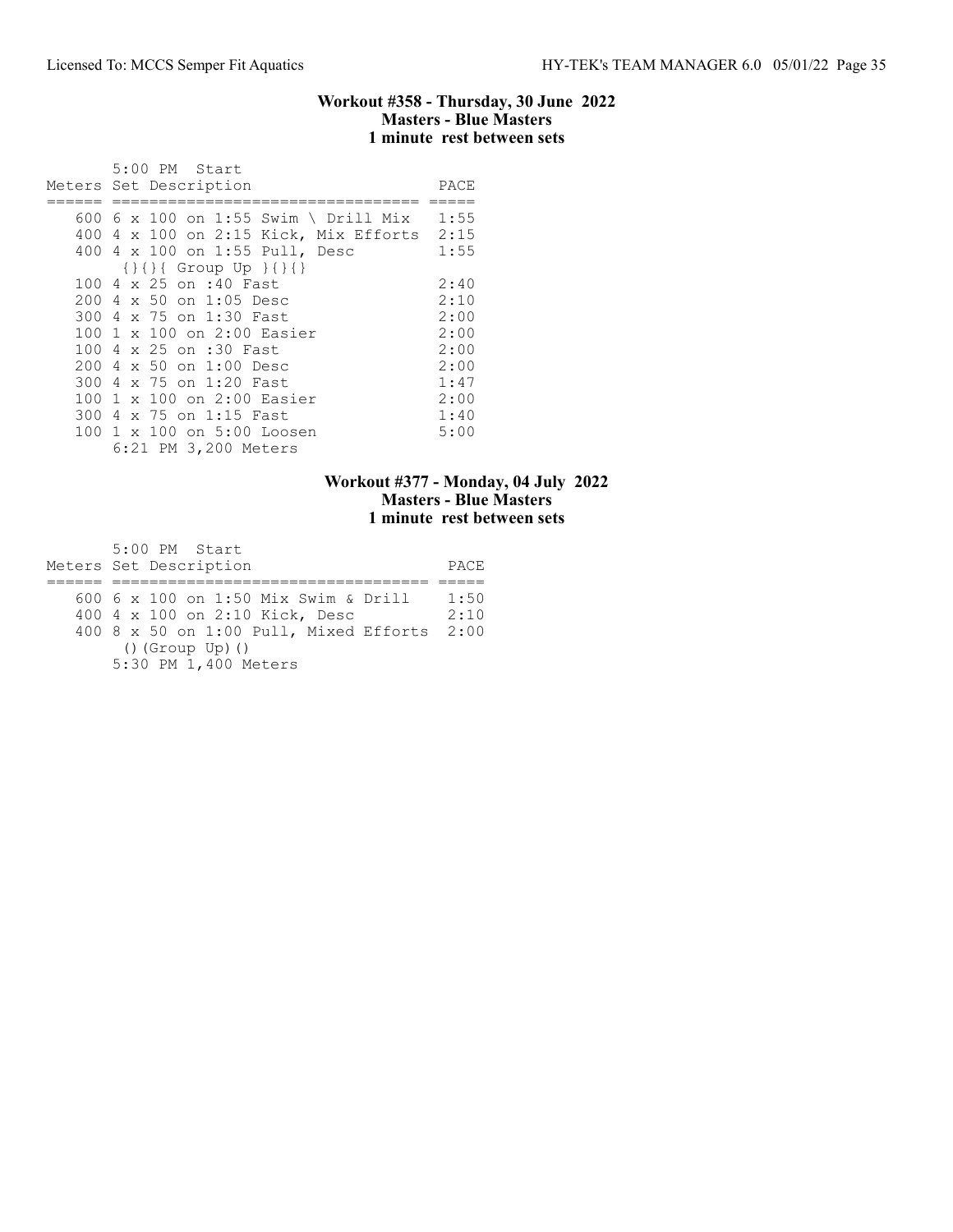### Workout #358 - Thursday, 30 June 2022
### Masters - Blue Masters
### 1 minute rest between sets

5:00 PM Start

| Meters | Set Description | PACE |
|---|---|---|
| 600 | 6 x 100 on 1:55 Swim \ Drill Mix | 1:55 |
| 400 | 4 x 100 on 2:15 Kick, Mix Efforts | 2:15 |
| 400 | 4 x 100 on 1:55 Pull, Desc | 1:55 |
| | {}{}{ Group Up }{}{} | |
| 100 | 4 x 25 on :40 Fast | 2:40 |
| 200 | 4 x 50 on 1:05 Desc | 2:10 |
| 300 | 4 x 75 on 1:30 Fast | 2:00 |
| 100 | 1 x 100 on 2:00 Easier | 2:00 |
| 100 | 4 x 25 on :30 Fast | 2:00 |
| 200 | 4 x 50 on 1:00 Desc | 2:00 |
| 300 | 4 x 75 on 1:20 Fast | 1:47 |
| 100 | 1 x 100 on 2:00 Easier | 2:00 |
| 300 | 4 x 75 on 1:15 Fast | 1:40 |
| 100 | 1 x 100 on 5:00 Loosen | 5:00 |

6:21 PM 3,200 Meters

### Workout #377 - Monday, 04 July 2022
### Masters - Blue Masters
### 1 minute rest between sets

5:00 PM Start

| Meters | Set Description | PACE |
|---|---|---|
| 600 | 6 x 100 on 1:50 Mix Swim & Drill | 1:50 |
| 400 | 4 x 100 on 2:10 Kick, Desc | 2:10 |
| 400 | 8 x 50 on 1:00 Pull, Mixed Efforts | 2:00 |
| | ()(Group Up)() | |

5:30 PM 1,400 Meters